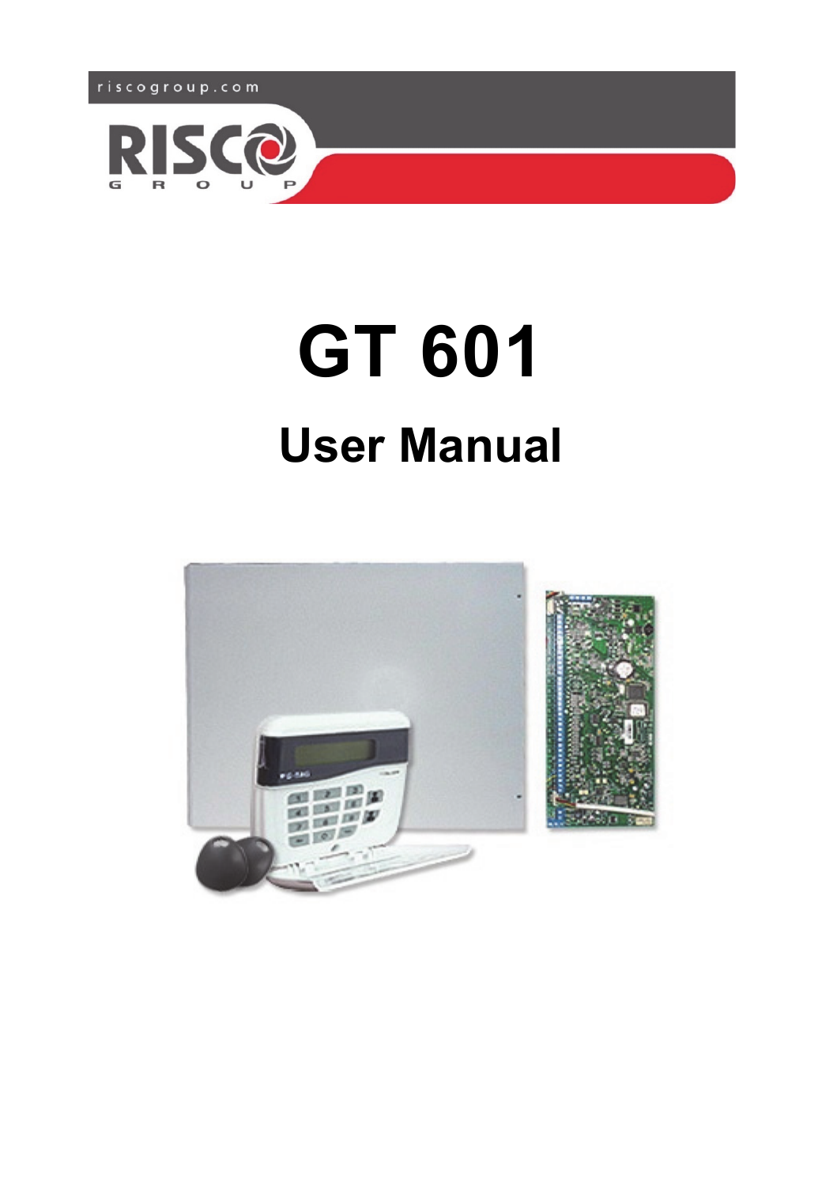riscogroup.com

RISCO GROUP

# GT 601

## User Manual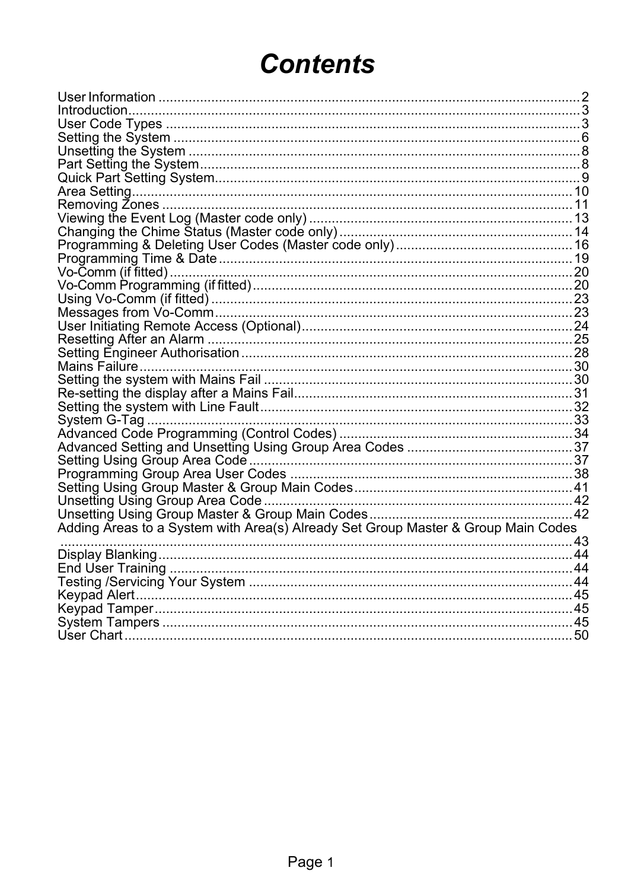# *Contents*

User Information ................................................................................................................ 2
Introduction......................................................................................................................... 3
User Code Types ................................................................................................................ 3
Setting the System ............................................................................................................. 6
Unsetting the System ......................................................................................................... 8
Part Setting the System...................................................................................................... 8
Quick Part Setting System.................................................................................................. 9
Area Setting...................................................................................................................... 10
Removing Zones .............................................................................................................. 11
Viewing the Event Log (Master code only) ....................................................................... 13
Changing the Chime Status (Master code only) ............................................................... 14
Programming & Deleting User Codes (Master code only) ............................................... 16
Programming Time & Date .............................................................................................. 19
Vo-Comm (if fitted) ........................................................................................................... 20
Vo-Comm Programming (if fitted) ..................................................................................... 20
Using Vo-Comm (if fitted) ................................................................................................. 23
Messages from Vo-Comm ................................................................................................ 23
User Initiating Remote Access (Optional)......................................................................... 24
Resetting After an Alarm .................................................................................................. 25
Setting Engineer Authorisation ......................................................................................... 28
Mains Failure.................................................................................................................... 30
Setting the system with Mains Fail ................................................................................... 30
Re-setting the display after a Mains Fail........................................................................... 31
Setting the system with Line Fault.................................................................................... 32
System G-Tag .................................................................................................................. 33
Advanced Code Programming (Control Codes) ............................................................... 34
Advanced Setting and Unsetting Using Group Area Codes ............................................. 37
Setting Using Group Area Code ....................................................................................... 37
Programming Group Area User Codes ............................................................................ 38
Setting Using Group Master & Group Main Codes........................................................... 41
Unsetting Using Group Area Code ................................................................................... 42
Unsetting Using Group Master & Group Main Codes....................................................... 42
Adding Areas to a System with Area(s) Already Set Group Master & Group Main Codes ............................................................................................................................... 43
Display Blanking............................................................................................................... 44
End User Training ............................................................................................................ 44
Testing /Servicing Your System ....................................................................................... 44
Keypad Alert..................................................................................................................... 45
Keypad Tamper................................................................................................................ 45
System Tampers .............................................................................................................. 45
User Chart ........................................................................................................................ 50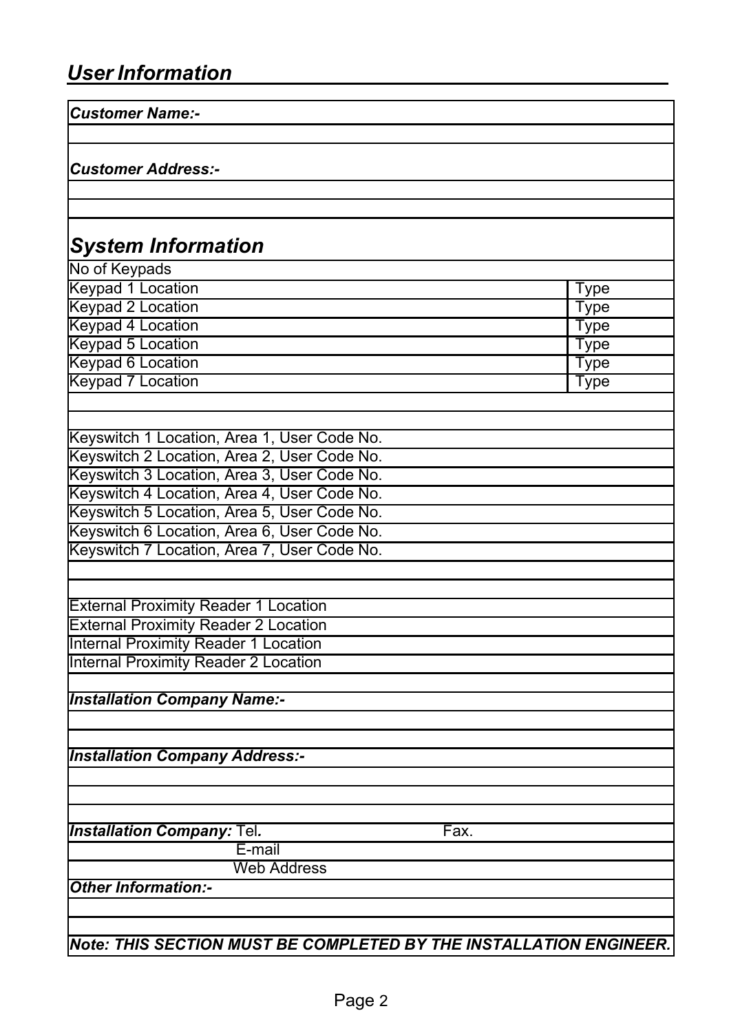## *User Information*

***Customer Name:-***

***Customer Address:-***

## *System Information*

| No of Keypads | |
|---|---|
| Keypad 1 Location | Type |
| Keypad 2 Location | Type |
| Keypad 4 Location | Type |
| Keypad 5 Location | Type |
| Keypad 6 Location | Type |
| Keypad 7 Location | Type |

Keyswitch 1 Location, Area 1, User Code No.

Keyswitch 2 Location, Area 2, User Code No.

Keyswitch 3 Location, Area 3, User Code No.

Keyswitch 4 Location, Area 4, User Code No.

Keyswitch 5 Location, Area 5, User Code No.

Keyswitch 6 Location, Area 6, User Code No.

Keyswitch 7 Location, Area 7, User Code No.

External Proximity Reader 1 Location

External Proximity Reader 2 Location

Internal Proximity Reader 1 Location

Internal Proximity Reader 2 Location

***Installation Company Name:-***

***Installation Company Address:-***

***Installation Company:*** Tel**.** Fax.

E-mail

Web Address

***Other Information:-***

***Note: THIS SECTION MUST BE COMPLETED BY THE INSTALLATION ENGINEER.***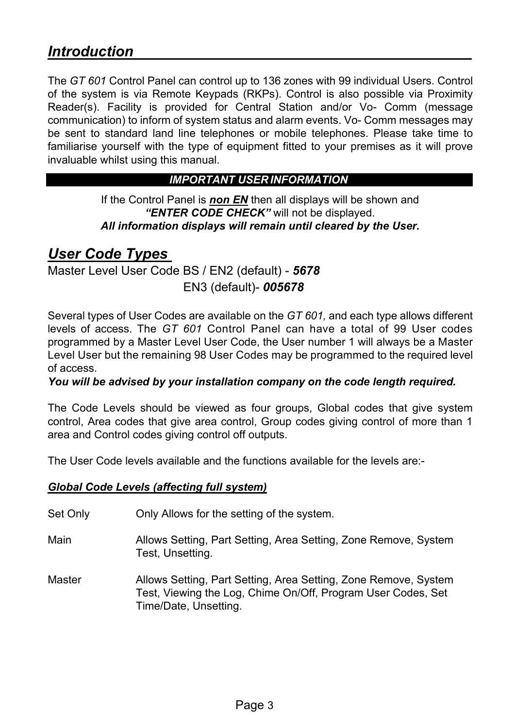## *Introduction*

The *GT 601* Control Panel can control up to 136 zones with 99 individual Users. Control of the system is via Remote Keypads (RKPs). Control is also possible via Proximity Reader(s). Facility is provided for Central Station and/or Vo- Comm (message communication) to inform of system status and alarm events. Vo- Comm messages may be sent to standard land line telephones or mobile telephones. Please take time to familiarise yourself with the type of equipment fitted to your premises as it will prove invaluable whilst using this manual.

***IMPORTANT USER INFORMATION***

If the Control Panel is ***non EN*** then all displays will be shown and ***"ENTER CODE CHECK"*** will not be displayed.
***All information displays will remain until cleared by the User.***

## *User Code Types*

Master Level User Code BS / EN2 (default) - ***5678***
EN3 (default)- ***005678***

Several types of User Codes are available on the *GT 601,* and each type allows different levels of access. The *GT 601* Control Panel can have a total of 99 User codes programmed by a Master Level User Code, the User number 1 will always be a Master Level User but the remaining 98 User Codes may be programmed to the required level of access.
***You will be advised by your installation company on the code length required.***

The Code Levels should be viewed as four groups, Global codes that give system control, Area codes that give area control, Group codes giving control of more than 1 area and Control codes giving control off outputs.

The User Code levels available and the functions available for the levels are:-

***Global Code Levels (affecting full system)***

| | |
|---|---|
| Set Only | Only Allows for the setting of the system. |
| Main | Allows Setting, Part Setting, Area Setting, Zone Remove, System Test, Unsetting. |
| Master | Allows Setting, Part Setting, Area Setting, Zone Remove, System Test, Viewing the Log, Chime On/Off, Program User Codes, Set Time/Date, Unsetting. |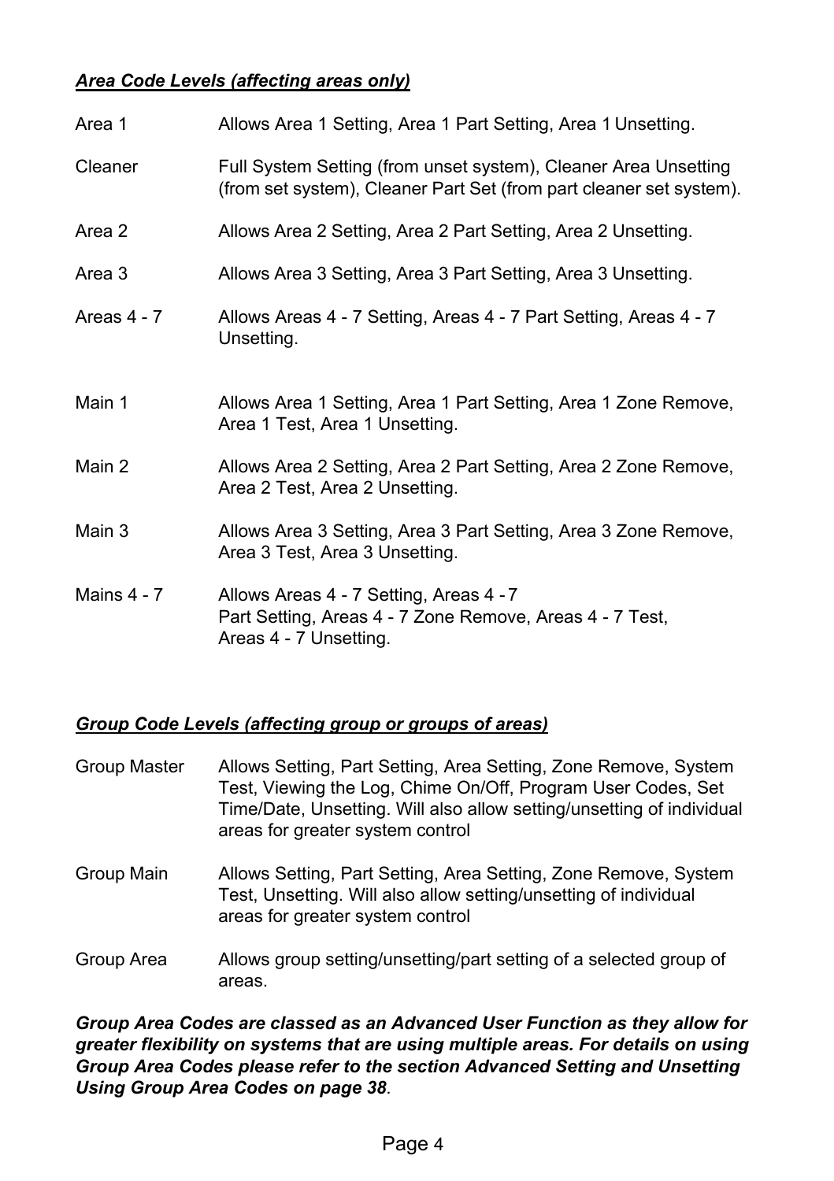***Area Code Levels (affecting areas only)***

| | |
|---|---|
| Area 1 | Allows Area 1 Setting, Area 1 Part Setting, Area 1 Unsetting. |
| Cleaner | Full System Setting (from unset system), Cleaner Area Unsetting (from set system), Cleaner Part Set (from part cleaner set system). |
| Area 2 | Allows Area 2 Setting, Area 2 Part Setting, Area 2 Unsetting. |
| Area 3 | Allows Area 3 Setting, Area 3 Part Setting, Area 3 Unsetting. |
| Areas 4 - 7 | Allows Areas 4 - 7 Setting, Areas 4 - 7 Part Setting, Areas 4 - 7 Unsetting. |
| Main 1 | Allows Area 1 Setting, Area 1 Part Setting, Area 1 Zone Remove, Area 1 Test, Area 1 Unsetting. |
| Main 2 | Allows Area 2 Setting, Area 2 Part Setting, Area 2 Zone Remove, Area 2 Test, Area 2 Unsetting. |
| Main 3 | Allows Area 3 Setting, Area 3 Part Setting, Area 3 Zone Remove, Area 3 Test, Area 3 Unsetting. |
| Mains 4 - 7 | Allows Areas 4 - 7 Setting, Areas 4 - 7 Part Setting, Areas 4 - 7 Zone Remove, Areas 4 - 7 Test, Areas 4 - 7 Unsetting. |

***Group Code Levels (affecting group or groups of areas)***

| | |
|---|---|
| Group Master | Allows Setting, Part Setting, Area Setting, Zone Remove, System Test, Viewing the Log, Chime On/Off, Program User Codes, Set Time/Date, Unsetting. Will also allow setting/unsetting of individual areas for greater system control |
| Group Main | Allows Setting, Part Setting, Area Setting, Zone Remove, System Test, Unsetting. Will also allow setting/unsetting of individual areas for greater system control |
| Group Area | Allows group setting/unsetting/part setting of a selected group of areas. |

***Group Area Codes are classed as an Advanced User Function as they allow for greater flexibility on systems that are using multiple areas. For details on using Group Area Codes please refer to the section Advanced Setting and Unsetting Using Group Area Codes on page 38***.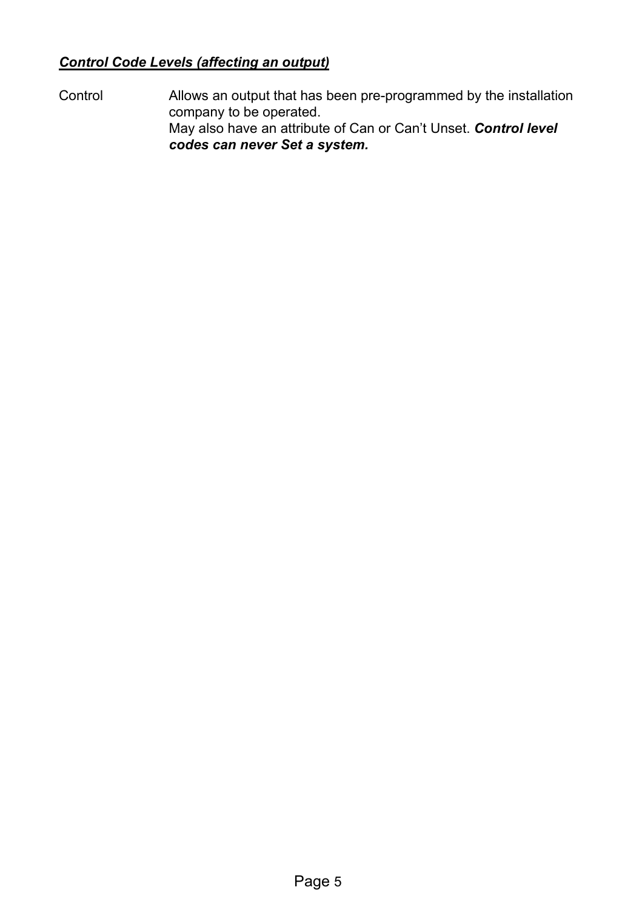***<u>Control Code Levels (affecting an output)</u>***

| | |
|---|---|
| Control | Allows an output that has been pre-programmed by the installation company to be operated. May also have an attribute of Can or Can't Unset. ***Control level codes can never Set a system.*** |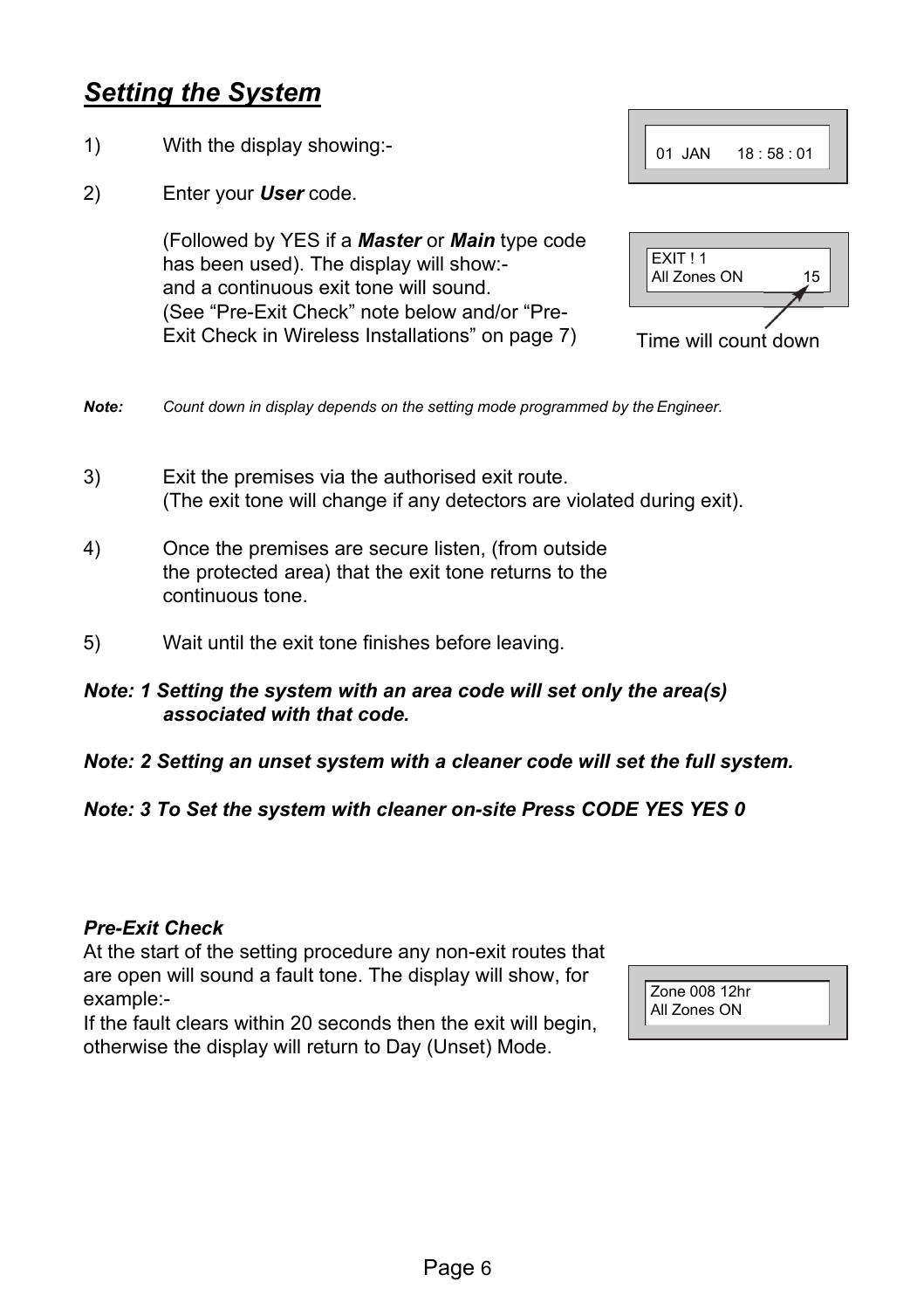## *Setting the System*

1) With the display showing:-

```
01 JAN    18 : 58 : 01
```

2) Enter your ***User*** code.

   (Followed by YES if a ***Master*** or ***Main*** type code has been used). The display will show:- and a continuous exit tone will sound. (See "Pre-Exit Check" note below and/or "Pre-Exit Check in Wireless Installations" on page 7)

```
EXIT ! 1
All Zones ON          15
```

Time will count down

***Note:*** *Count down in display depends on the setting mode programmed by the Engineer.*

3) Exit the premises via the authorised exit route. (The exit tone will change if any detectors are violated during exit).

4) Once the premises are secure listen, (from outside the protected area) that the exit tone returns to the continuous tone.

5) Wait until the exit tone finishes before leaving.

***Note: 1 Setting the system with an area code will set only the area(s) associated with that code.***

***Note: 2 Setting an unset system with a cleaner code will set the full system.***

***Note: 3 To Set the system with cleaner on-site Press CODE YES YES 0***

***Pre-Exit Check***

At the start of the setting procedure any non-exit routes that are open will sound a fault tone. The display will show, for example:-

```
Zone 008 12hr
All Zones ON
```

If the fault clears within 20 seconds then the exit will begin, otherwise the display will return to Day (Unset) Mode.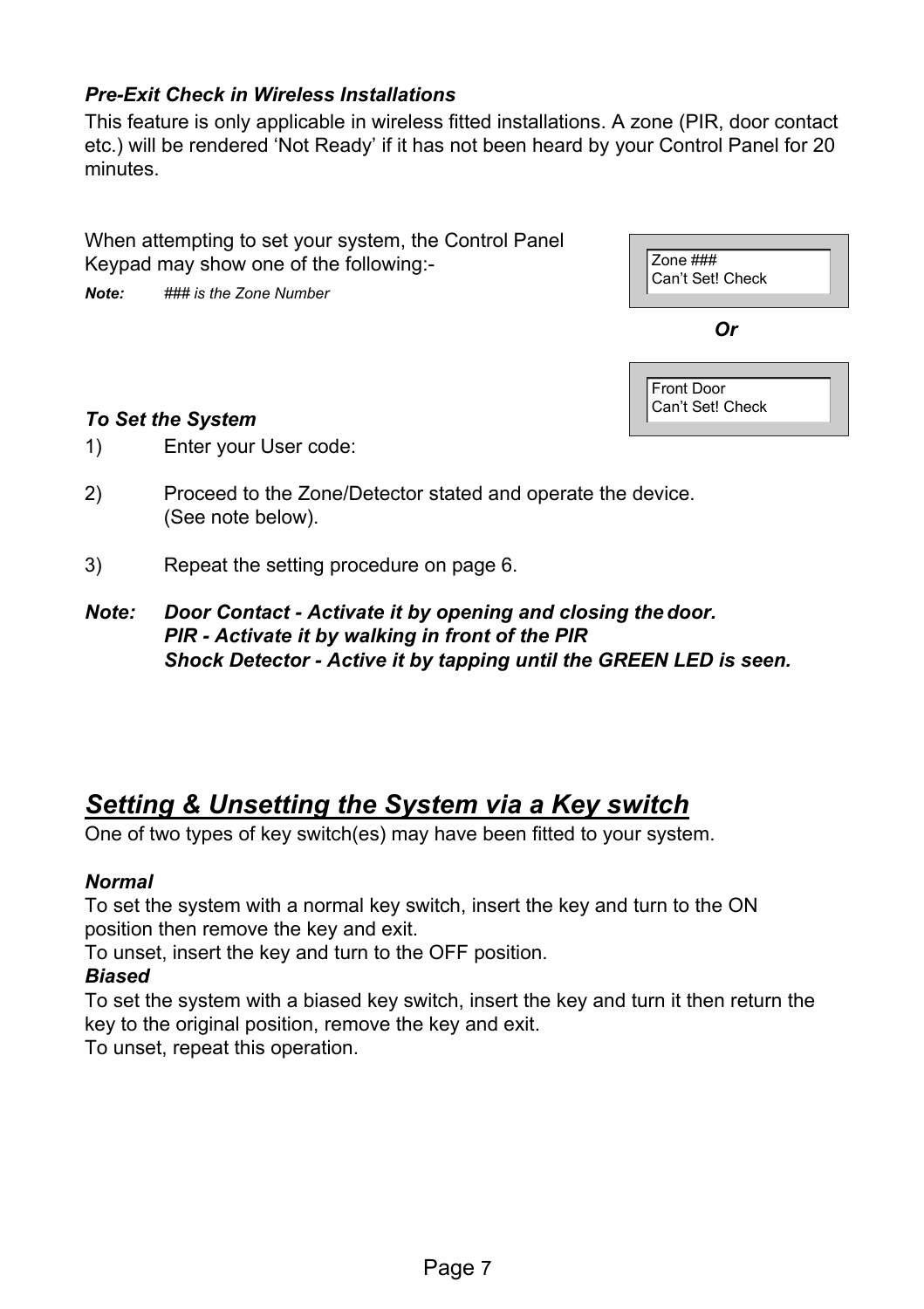***Pre-Exit Check in Wireless Installations***

This feature is only applicable in wireless fitted installations. A zone (PIR, door contact etc.) will be rendered 'Not Ready' if it has not been heard by your Control Panel for 20 minutes.

When attempting to set your system, the Control Panel Keypad may show one of the following:-

***Note:*** *### is the Zone Number*

```
Zone ###
Can't Set! Check
```

***Or***

```
Front Door
Can't Set! Check
```

***To Set the System***

1) Enter your User code:

2) Proceed to the Zone/Detector stated and operate the device. (See note below).

3) Repeat the setting procedure on page 6.

***Note: Door Contact - Activate it by opening and closing the door.***
***PIR - Activate it by walking in front of the PIR***
***Shock Detector - Active it by tapping until the GREEN LED is seen.***

## ***Setting & Unsetting the System via a Key switch***

One of two types of key switch(es) may have been fitted to your system.

***Normal***

To set the system with a normal key switch, insert the key and turn to the ON position then remove the key and exit.

To unset, insert the key and turn to the OFF position.

***Biased***

To set the system with a biased key switch, insert the key and turn it then return the key to the original position, remove the key and exit.

To unset, repeat this operation.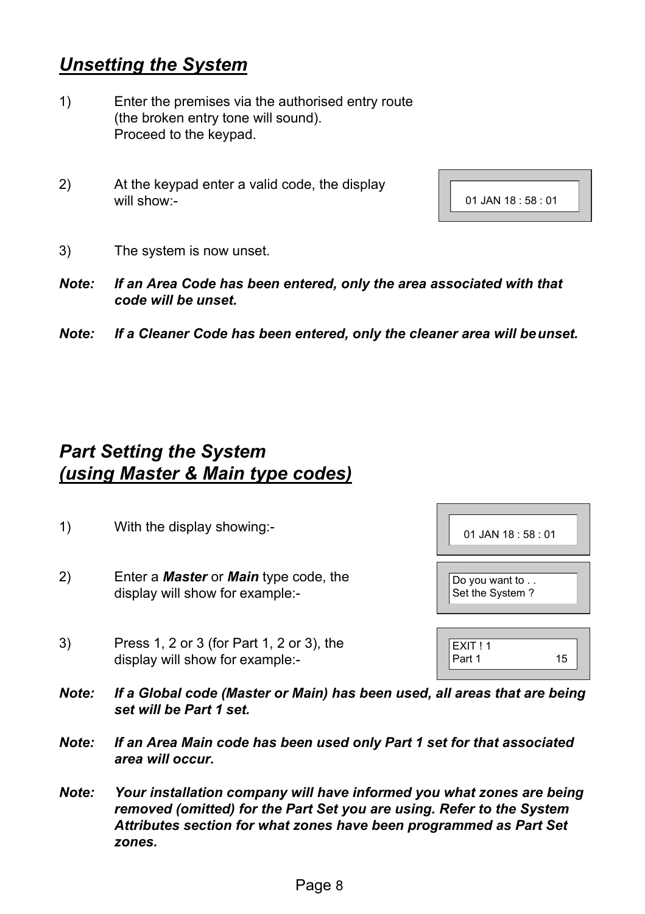## *Unsetting the System*

1) Enter the premises via the authorised entry route (the broken entry tone will sound). Proceed to the keypad.

2) At the keypad enter a valid code, the display will show:-

```
01 JAN 18 : 58 : 01
```

3) The system is now unset.

***Note:*** ***If an Area Code has been entered, only the area associated with that code will be unset.***

***Note:*** ***If a Cleaner Code has been entered, only the cleaner area will be unset.***

## *Part Setting the System*
## *(using Master & Main type codes)*

1) With the display showing:-

```
01 JAN 18 : 58 : 01
```

2) Enter a ***Master*** or ***Main*** type code, the display will show for example:-

```
Do you want to . .
Set the System ?
```

3) Press 1, 2 or 3 (for Part 1, 2 or 3), the display will show for example:-

```
EXIT ! 1
Part 1              15
```

***Note:*** ***If a Global code (Master or Main) has been used, all areas that are being set will be Part 1 set.***

***Note:*** ***If an Area Main code has been used only Part 1 set for that associated area will occur.***

***Note:*** ***Your installation company will have informed you what zones are being removed (omitted) for the Part Set you are using. Refer to the System Attributes section for what zones have been programmed as Part Set zones.***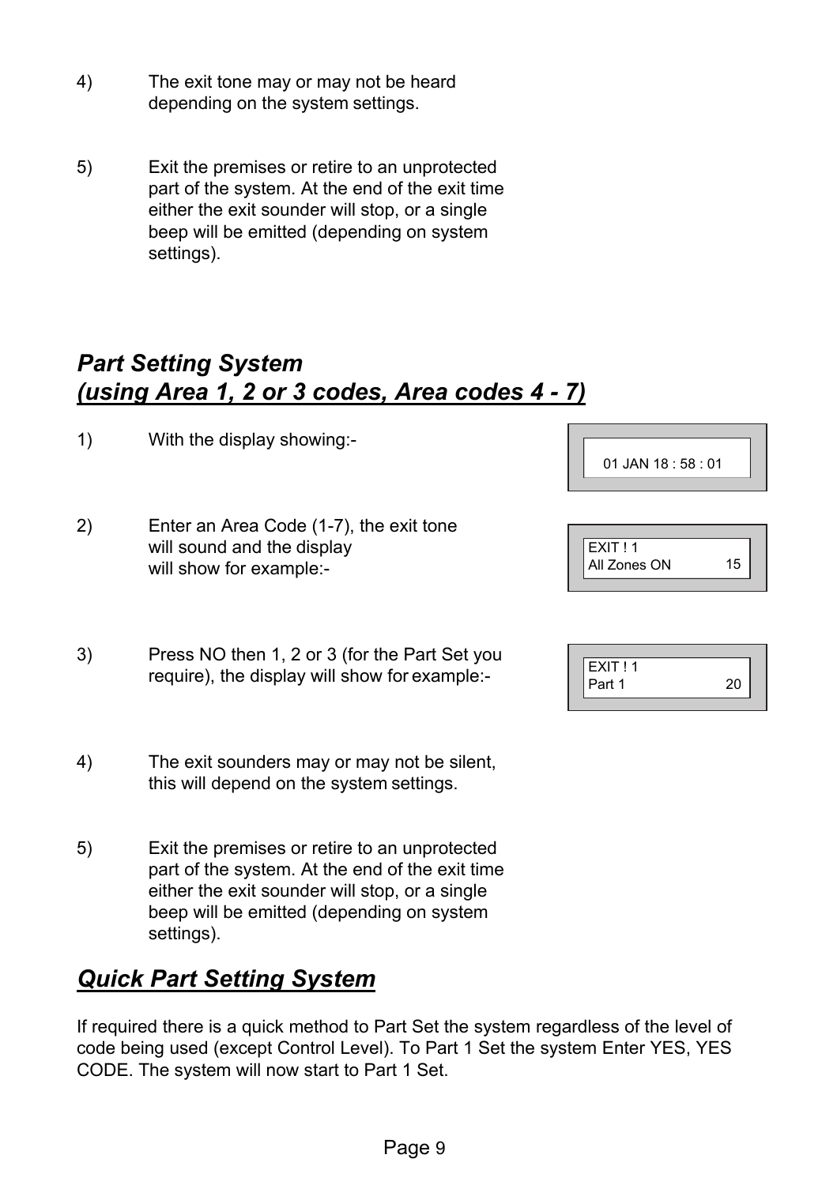4) The exit tone may or may not be heard depending on the system settings.

5) Exit the premises or retire to an unprotected part of the system. At the end of the exit time either the exit sounder will stop, or a single beep will be emitted (depending on system settings).

## *Part Setting System*
## ***(using Area 1, 2 or 3 codes, Area codes 4 - 7)***

1) With the display showing:-

```
01 JAN 18 : 58 : 01
```

2) Enter an Area Code (1-7), the exit tone will sound and the display will show for example:-

```
EXIT ! 1
All Zones ON        15
```

3) Press NO then 1, 2 or 3 (for the Part Set you require), the display will show for example:-

```
EXIT ! 1
Part 1              20
```

4) The exit sounders may or may not be silent, this will depend on the system settings.

5) Exit the premises or retire to an unprotected part of the system. At the end of the exit time either the exit sounder will stop, or a single beep will be emitted (depending on system settings).

## ***Quick Part Setting System***

If required there is a quick method to Part Set the system regardless of the level of code being used (except Control Level). To Part 1 Set the system Enter YES, YES CODE. The system will now start to Part 1 Set.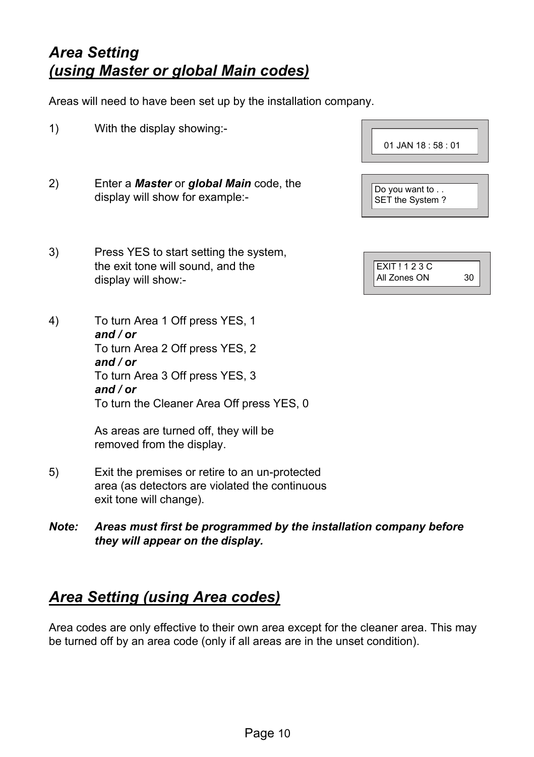## *Area Setting*
## ***(using Master or global Main codes)***

Areas will need to have been set up by the installation company.

1) With the display showing:-

```
01 JAN 18 : 58 : 01
```

2) Enter a ***Master*** or ***global Main*** code, the display will show for example:-

```
Do you want to . .
SET the System ?
```

3) Press YES to start setting the system, the exit tone will sound, and the display will show:-

```
EXIT ! 1 2 3 C
All Zones ON        30
```

4) To turn Area 1 Off press YES, 1
***and / or***
To turn Area 2 Off press YES, 2
***and / or***
To turn Area 3 Off press YES, 3
***and / or***
To turn the Cleaner Area Off press YES, 0

As areas are turned off, they will be removed from the display.

5) Exit the premises or retire to an un-protected area (as detectors are violated the continuous exit tone will change).

***Note: Areas must first be programmed by the installation company before they will appear on the display.***

## ***Area Setting (using Area codes)***

Area codes are only effective to their own area except for the cleaner area. This may be turned off by an area code (only if all areas are in the unset condition).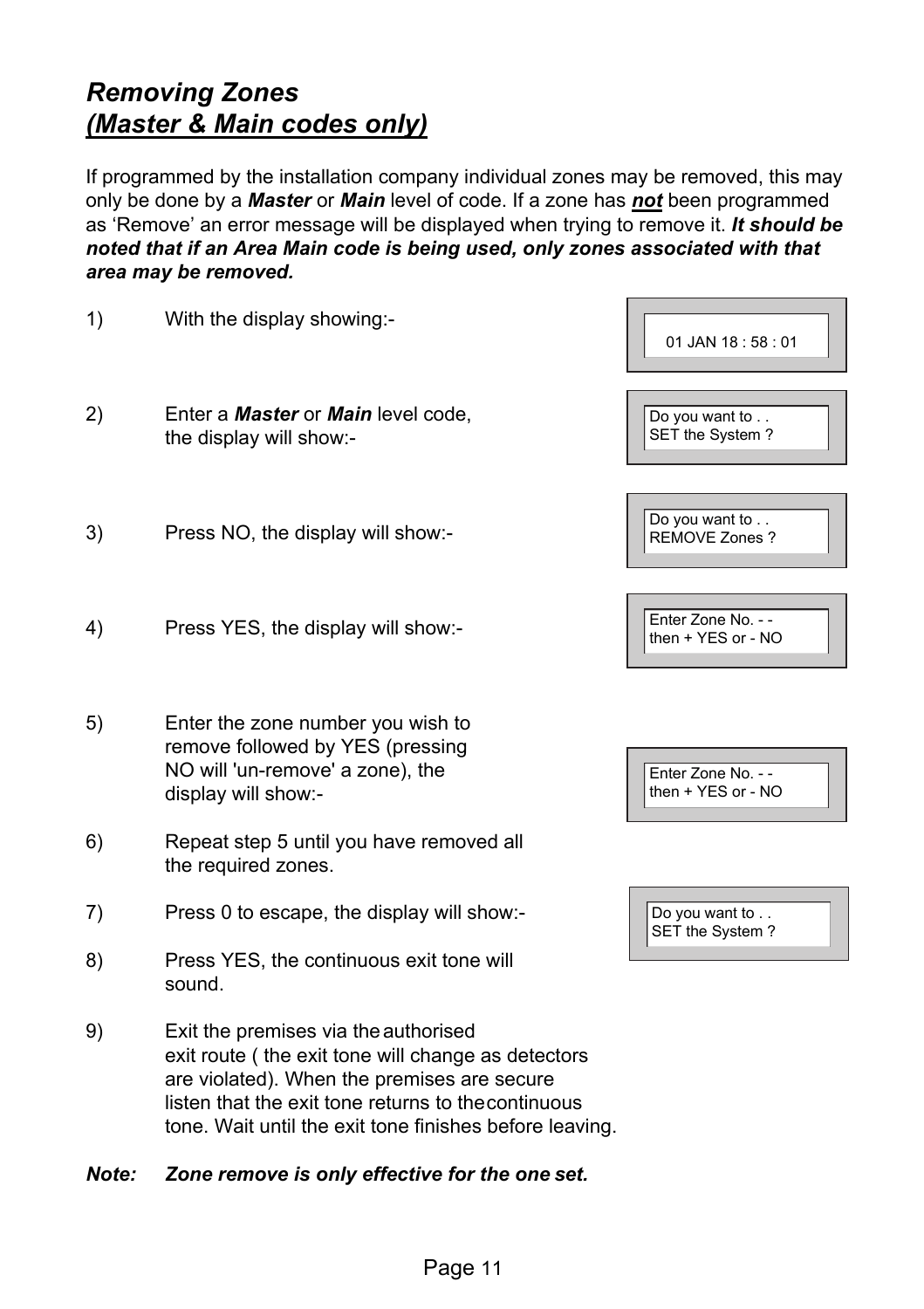# *Removing Zones*
# ***(Master & Main codes only)***

If programmed by the installation company individual zones may be removed, this may only be done by a ***Master*** or ***Main*** level of code. If a zone has ***not*** been programmed as 'Remove' an error message will be displayed when trying to remove it. ***It should be noted that if an Area Main code is being used, only zones associated with that area may be removed.***

1) With the display showing:-

```
01 JAN 18 : 58 : 01
```

2) Enter a ***Master*** or ***Main*** level code, the display will show:-

```
Do you want to . .
SET the System ?
```

3) Press NO, the display will show:-

```
Do you want to . .
REMOVE Zones ?
```

4) Press YES, the display will show:-

```
Enter Zone No. - -
then + YES or - NO
```

5) Enter the zone number you wish to remove followed by YES (pressing NO will 'un-remove' a zone), the display will show:-

```
Enter Zone No. - -
then + YES or - NO
```

6) Repeat step 5 until you have removed all the required zones.

7) Press 0 to escape, the display will show:-

```
Do you want to . .
SET the System ?
```

8) Press YES, the continuous exit tone will sound.

9) Exit the premises via the authorised exit route ( the exit tone will change as detectors are violated). When the premises are secure listen that the exit tone returns to the continuous tone. Wait until the exit tone finishes before leaving.

***Note: Zone remove is only effective for the one set.***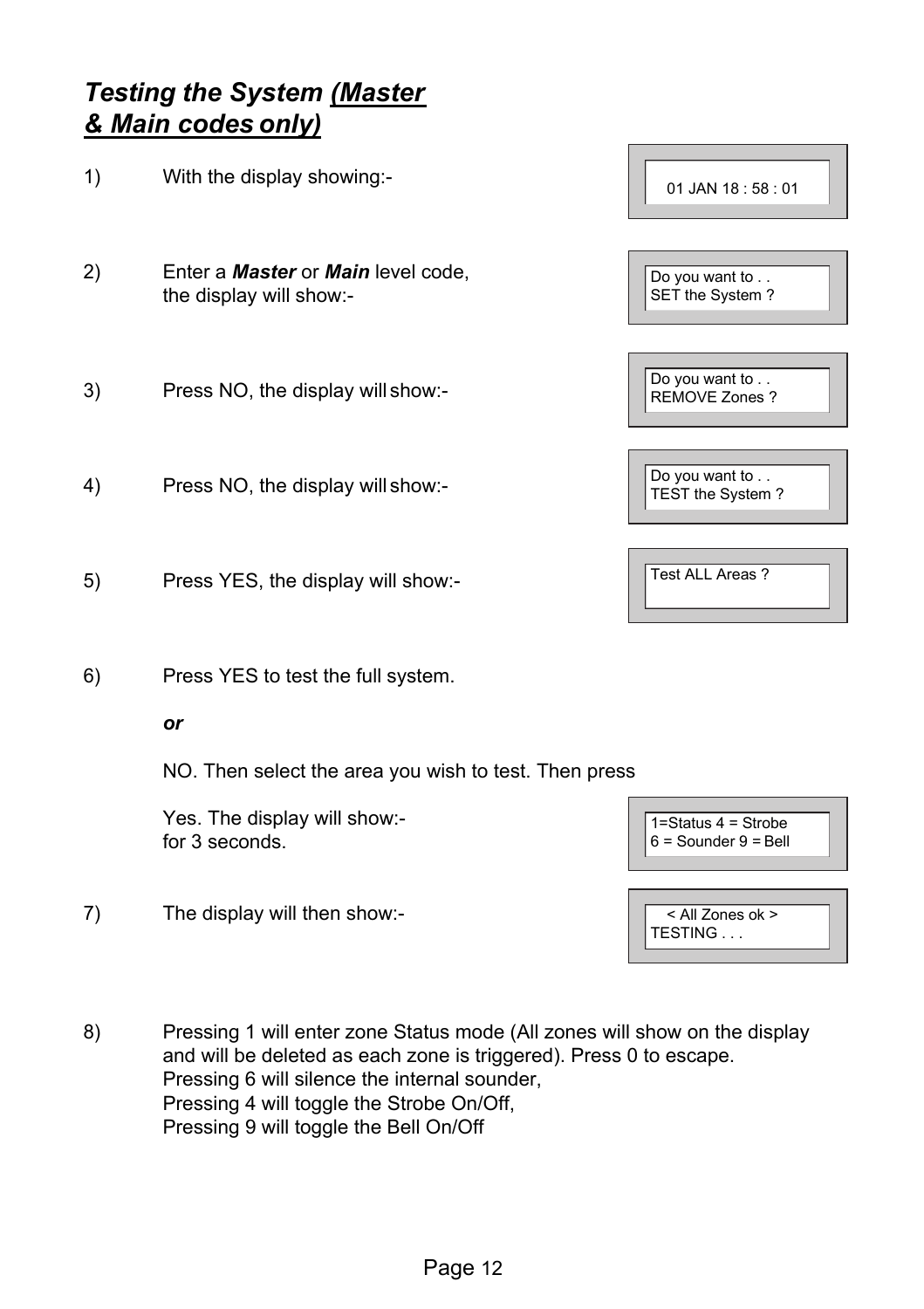## *Testing the System* ***(Master & Main codes only)***

1) With the display showing:-

```
01 JAN 18 : 58 : 01
```

2) Enter a ***Master*** or ***Main*** level code, the display will show:-

```
Do you want to . .
SET the System ?
```

3) Press NO, the display will show:-

```
Do you want to . .
REMOVE Zones ?
```

4) Press NO, the display will show:-

```
Do you want to . .
TEST the System ?
```

5) Press YES, the display will show:-

```
Test ALL Areas ?
```

6) Press YES to test the full system.

***or***

NO. Then select the area you wish to test. Then press

Yes. The display will show:-
for 3 seconds.

```
1=Status 4 = Strobe
6 = Sounder 9 = Bell
```

7) The display will then show:-

```
< All Zones ok >
TESTING . . .
```

8) Pressing 1 will enter zone Status mode (All zones will show on the display and will be deleted as each zone is triggered). Press 0 to escape.
Pressing 6 will silence the internal sounder,
Pressing 4 will toggle the Strobe On/Off,
Pressing 9 will toggle the Bell On/Off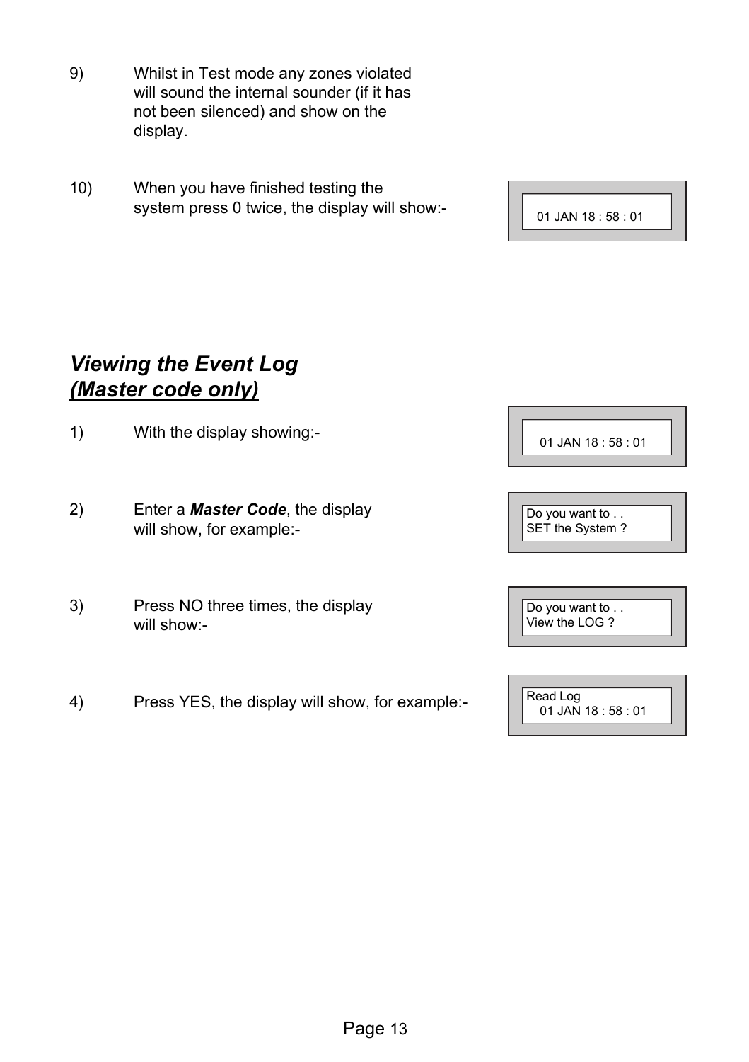9) Whilst in Test mode any zones violated will sound the internal sounder (if it has not been silenced) and show on the display.

10) When you have finished testing the system press 0 twice, the display will show:-

```
01 JAN 18 : 58 : 01
```

## *Viewing the Event Log* *(Master code only)*

1) With the display showing:-

```
01 JAN 18 : 58 : 01
```

2) Enter a ***Master Code***, the display will show, for example:-

```
Do you want to . .
SET the System ?
```

3) Press NO three times, the display will show:-

```
Do you want to . .
View the LOG ?
```

4) Press YES, the display will show, for example:-

```
Read Log
  01 JAN 18 : 58 : 01
```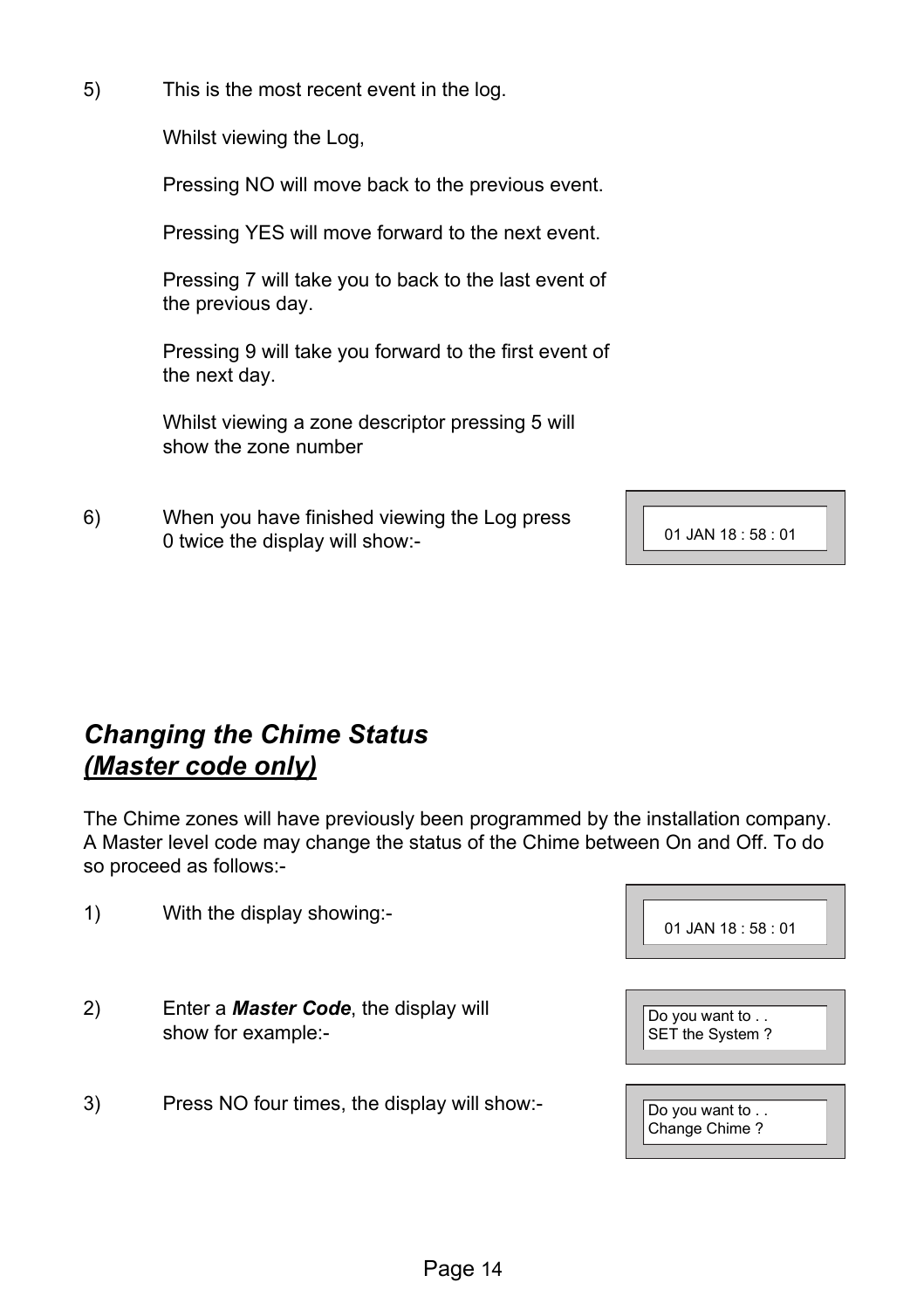5) This is the most recent event in the log.

Whilst viewing the Log,

Pressing NO will move back to the previous event.

Pressing YES will move forward to the next event.

Pressing 7 will take you to back to the last event of the previous day.

Pressing 9 will take you forward to the first event of the next day.

Whilst viewing a zone descriptor pressing 5 will show the zone number

6) When you have finished viewing the Log press 0 twice the display will show:-

```
01 JAN 18 : 58 : 01
```

## *Changing the Chime Status* *(Master code only)*

The Chime zones will have previously been programmed by the installation company. A Master level code may change the status of the Chime between On and Off. To do so proceed as follows:-

1) With the display showing:-

```
01 JAN 18 : 58 : 01
```

2) Enter a ***Master Code***, the display will show for example:-

```
Do you want to . .
SET the System ?
```

3) Press NO four times, the display will show:-

```
Do you want to . .
Change Chime ?
```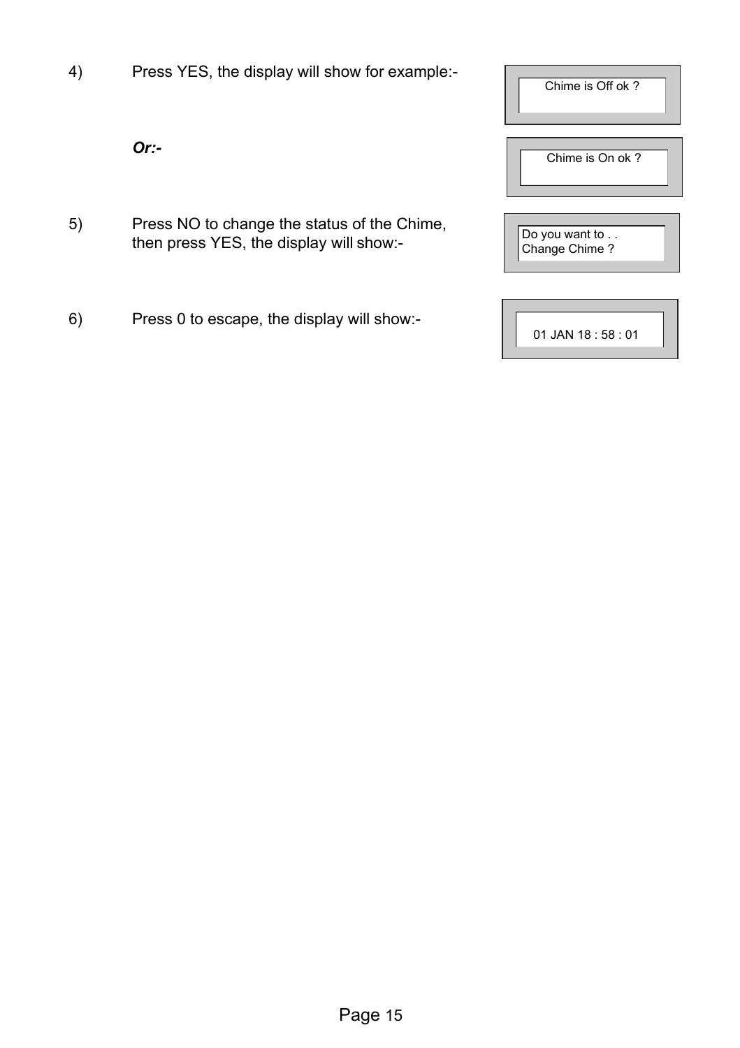4) Press YES, the display will show for example:-

```
Chime is Off ok ?
```

*Or:-*

```
Chime is On ok ?
```

5) Press NO to change the status of the Chime, then press YES, the display will show:-

```
Do you want to . .
Change Chime ?
```

6) Press 0 to escape, the display will show:-

```
01 JAN 18 : 58 : 01
```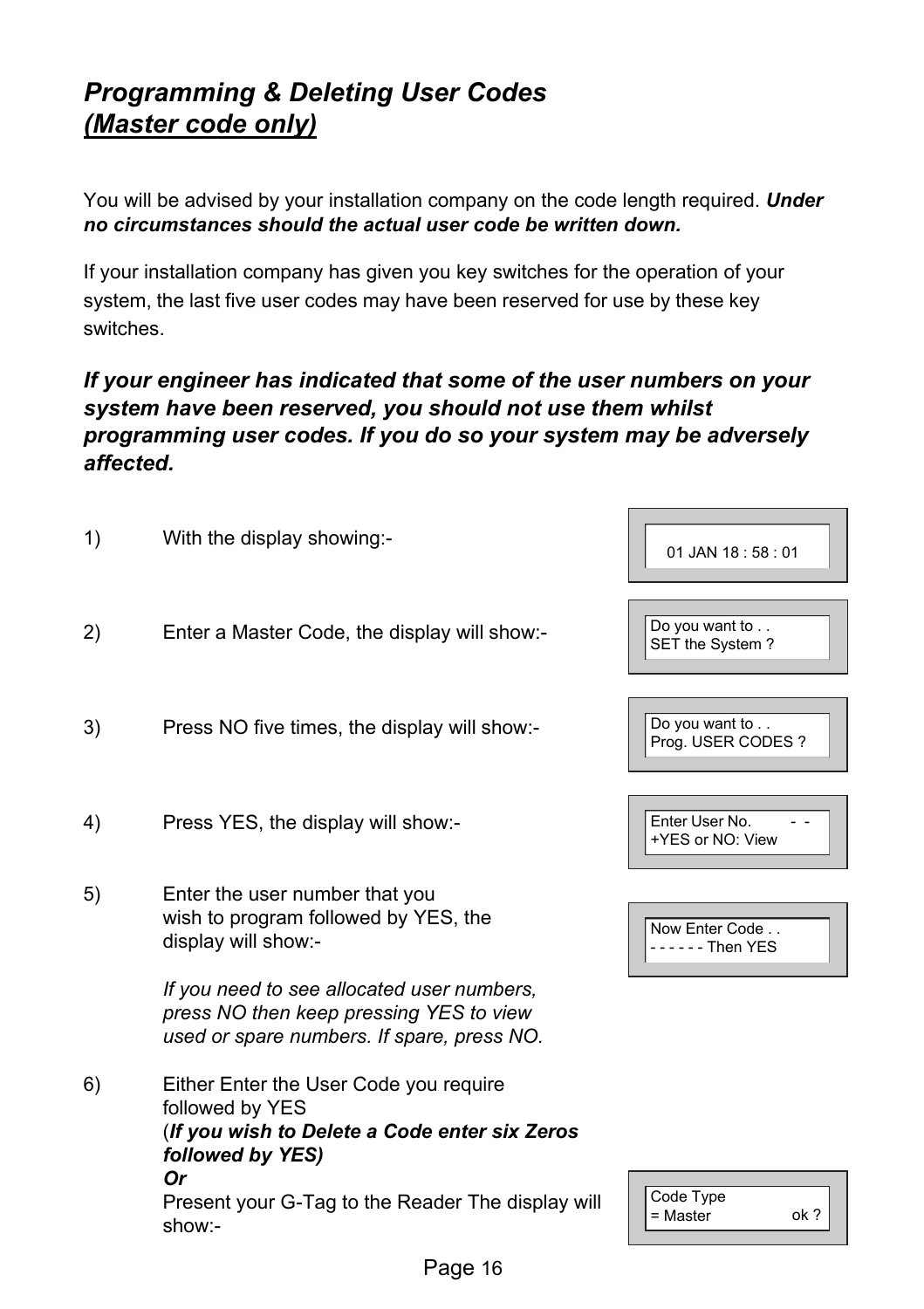# ***Programming & Deleting User Codes***
# ***(Master code only)***

You will be advised by your installation company on the code length required. ***Under no circumstances should the actual user code be written down.***

If your installation company has given you key switches for the operation of your system, the last five user codes may have been reserved for use by these key switches.

***If your engineer has indicated that some of the user numbers on your system have been reserved, you should not use them whilst programming user codes. If you do so your system may be adversely affected.***

1) With the display showing:-

```
01 JAN 18 : 58 : 01
```

2) Enter a Master Code, the display will show:-

```
Do you want to . .
SET the System ?
```

3) Press NO five times, the display will show:-

```
Do you want to . .
Prog. USER CODES ?
```

4) Press YES, the display will show:-

```
Enter User No.     - -
+YES or NO: View
```

5) Enter the user number that you wish to program followed by YES, the display will show:-

```
Now Enter Code . .
- - - - - - Then YES
```

*If you need to see allocated user numbers, press NO then keep pressing YES to view used or spare numbers. If spare, press NO.*

6) Either Enter the User Code you require followed by YES
(***If you wish to Delete a Code enter six Zeros followed by YES)***
***Or***
Present your G-Tag to the Reader The display will show:-

```
Code Type
= Master          ok ?
```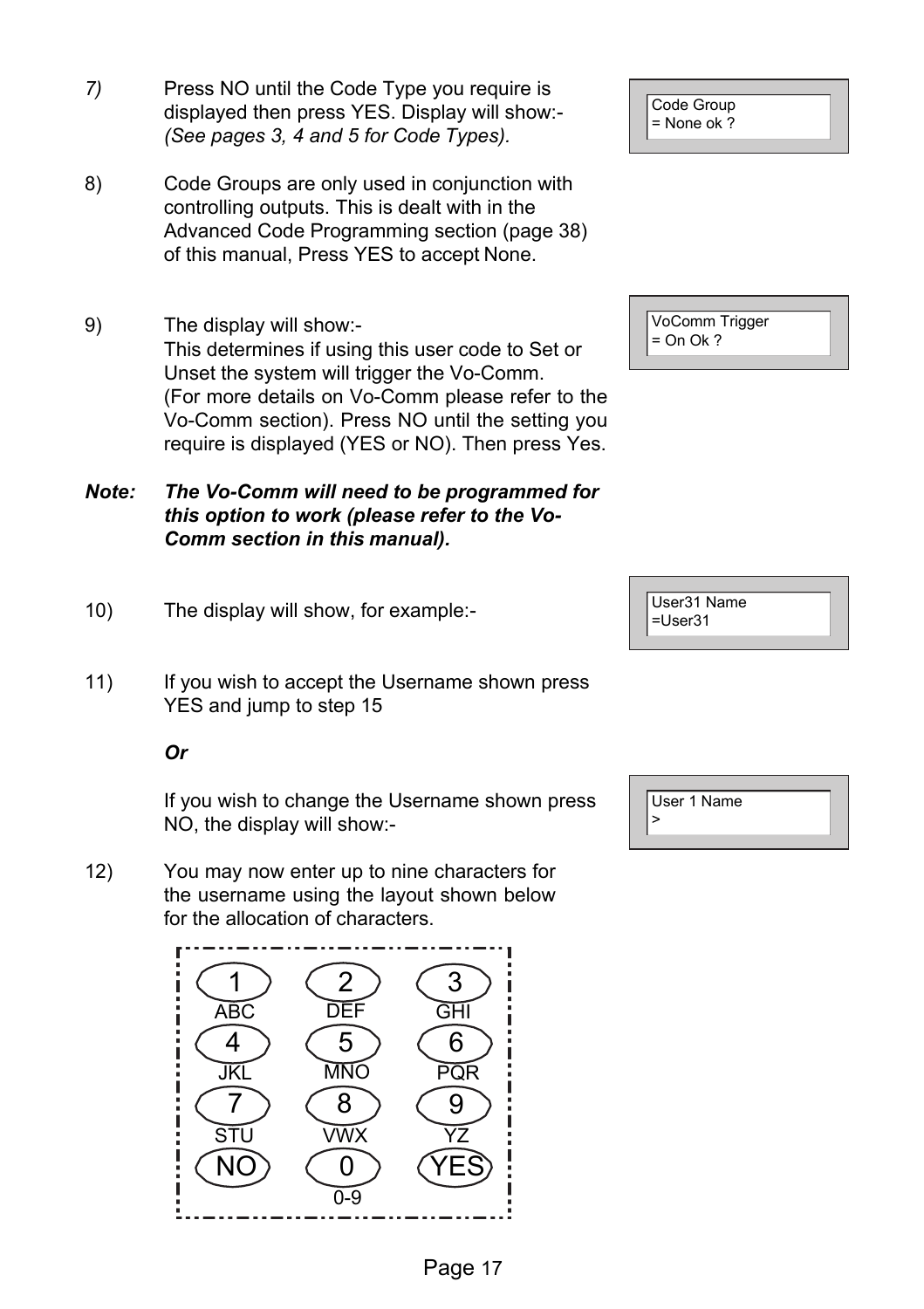*7)* Press NO until the Code Type you require is displayed then press YES. Display will show:- *(See pages 3, 4 and 5 for Code Types).*

```
Code Group
= None ok ?
```

8) Code Groups are only used in conjunction with controlling outputs. This is dealt with in the Advanced Code Programming section (page 38) of this manual, Press YES to accept None.

9) The display will show:-
This determines if using this user code to Set or Unset the system will trigger the Vo-Comm.
(For more details on Vo-Comm please refer to the Vo-Comm section). Press NO until the setting you require is displayed (YES or NO). Then press Yes.

```
VoComm Trigger
= On Ok ?
```

***Note:*** ***The Vo-Comm will need to be programmed for this option to work (please refer to the Vo-Comm section in this manual).***

10) The display will show, for example:-

```
User31 Name
=User31
```

11) If you wish to accept the Username shown press YES and jump to step 15

*Or*

If you wish to change the Username shown press NO, the display will show:-

```
User 1 Name
>
```

12) You may now enter up to nine characters for the username using the layout shown below for the allocation of characters.

| | | |
|---|---|---|
| 1 ABC | 2 DEF | 3 GHI |
| 4 JKL | 5 MNO | 6 PQR |
| 7 STU | 8 VWX | 9 YZ |
| NO | 0 0-9 | YES |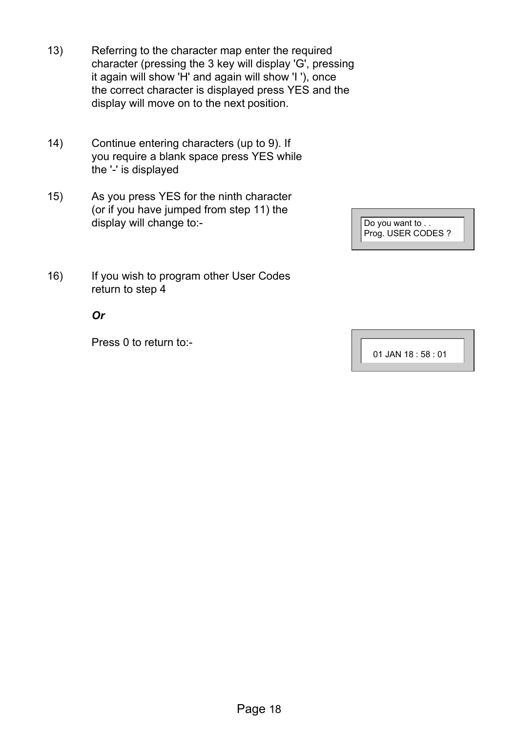13) Referring to the character map enter the required character (pressing the 3 key will display 'G', pressing it again will show 'H' and again will show 'I '), once the correct character is displayed press YES and the display will move on to the next position.

14) Continue entering characters (up to 9). If you require a blank space press YES while the '-' is displayed

15) As you press YES for the ninth character (or if you have jumped from step 11) the display will change to:-

```
Do you want to . .
Prog. USER CODES ?
```

16) If you wish to program other User Codes return to step 4

***Or***

Press 0 to return to:-

```
01 JAN 18 : 58 : 01
```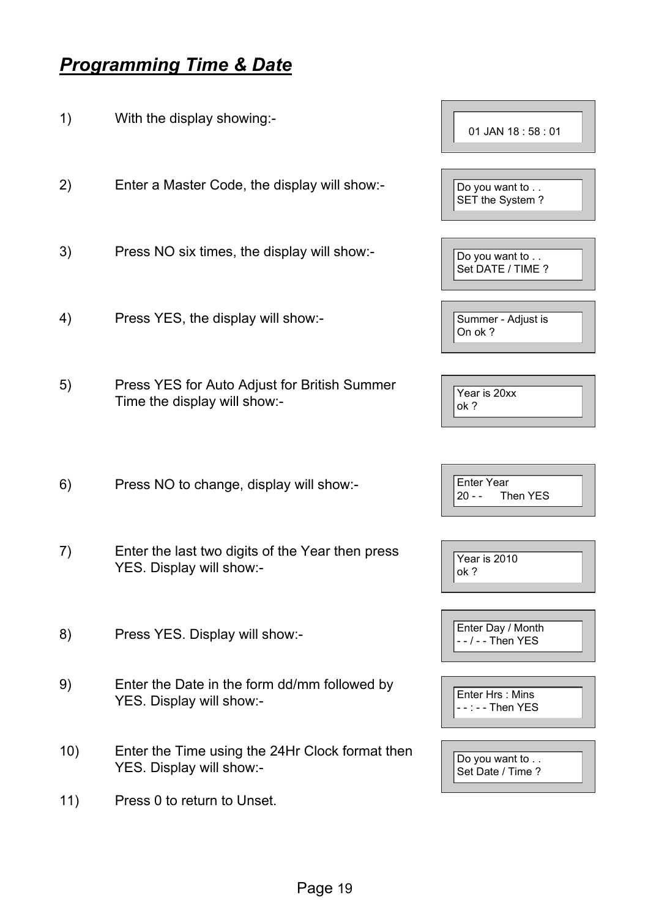# ***Programming Time & Date***

1) With the display showing:-

```
01 JAN 18 : 58 : 01
```

2) Enter a Master Code, the display will show:-

```
Do you want to . .
SET the System ?
```

3) Press NO six times, the display will show:-

```
Do you want to . .
Set DATE / TIME ?
```

4) Press YES, the display will show:-

```
Summer - Adjust is
On ok ?
```

5) Press YES for Auto Adjust for British Summer Time the display will show:-

```
Year is 20xx
ok ?
```

6) Press NO to change, display will show:-

```
Enter Year
20 - -      Then YES
```

7) Enter the last two digits of the Year then press YES. Display will show:-

```
Year is 2010
ok ?
```

8) Press YES. Display will show:-

```
Enter Day / Month
- - / - - Then YES
```

9) Enter the Date in the form dd/mm followed by YES. Display will show:-

```
Enter Hrs : Mins
- - : - - Then YES
```

10) Enter the Time using the 24Hr Clock format then YES. Display will show:-

```
Do you want to . .
Set Date / Time ?
```

11) Press 0 to return to Unset.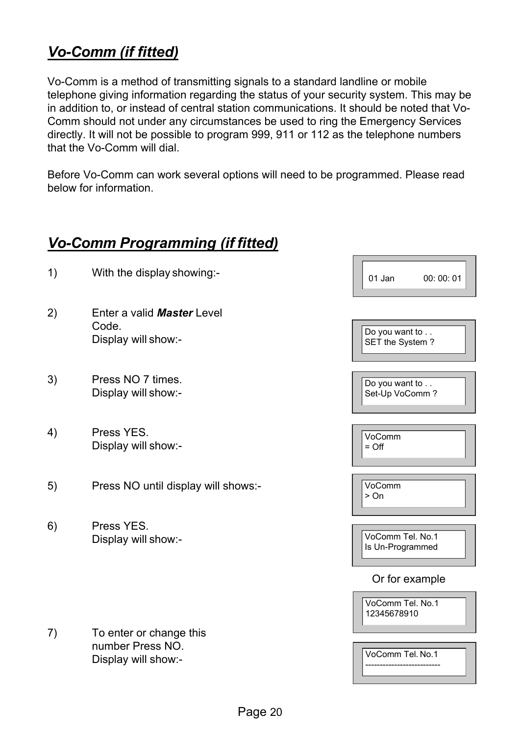## *Vo-Comm (if fitted)*

Vo-Comm is a method of transmitting signals to a standard landline or mobile telephone giving information regarding the status of your security system. This may be in addition to, or instead of central station communications. It should be noted that Vo-Comm should not under any circumstances be used to ring the Emergency Services directly. It will not be possible to program 999, 911 or 112 as the telephone numbers that the Vo-Comm will dial.

Before Vo-Comm can work several options will need to be programmed. Please read below for information.

## *Vo-Comm Programming (if fitted)*

1) With the display showing:-

```
01 Jan        00: 00: 01
```

2) Enter a valid ***Master*** Level Code.
Display will show:-

```
Do you want to . .
SET the System ?
```

3) Press NO 7 times.
Display will show:-

```
Do you want to . .
Set-Up VoComm ?
```

4) Press YES.
Display will show:-

```
VoComm
= Off
```

5) Press NO until display will shows:-

```
VoComm
> On
```

6) Press YES.
Display will show:-

```
VoComm Tel. No.1
Is Un-Programmed
```

Or for example

```
VoComm Tel. No.1
12345678910
```

7) To enter or change this number Press NO.
Display will show:-

```
VoComm Tel. No.1
--------------------------
```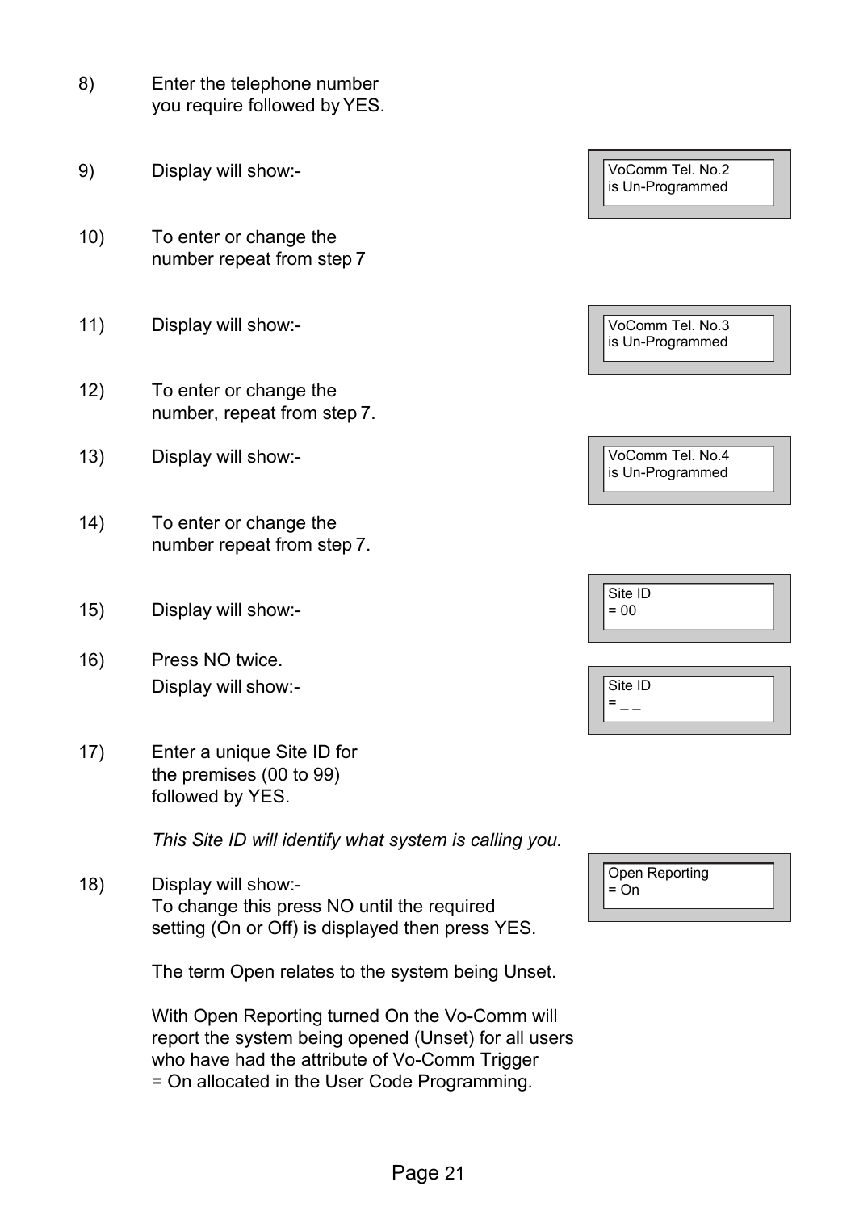8) Enter the telephone number you require followed by YES.

9) Display will show:-

```
VoComm Tel. No.2
is Un-Programmed
```

10) To enter or change the number repeat from step 7

11) Display will show:-

```
VoComm Tel. No.3
is Un-Programmed
```

12) To enter or change the number, repeat from step 7.

13) Display will show:-

```
VoComm Tel. No.4
is Un-Programmed
```

14) To enter or change the number repeat from step 7.

15) Display will show:-

```
Site ID
= 00
```

16) Press NO twice.
Display will show:-

```
Site ID
= _ _
```

17) Enter a unique Site ID for the premises (00 to 99) followed by YES.

*This Site ID will identify what system is calling you.*

18) Display will show:-
To change this press NO until the required setting (On or Off) is displayed then press YES.

```
Open Reporting
= On
```

The term Open relates to the system being Unset.

With Open Reporting turned On the Vo-Comm will report the system being opened (Unset) for all users who have had the attribute of Vo-Comm Trigger = On allocated in the User Code Programming.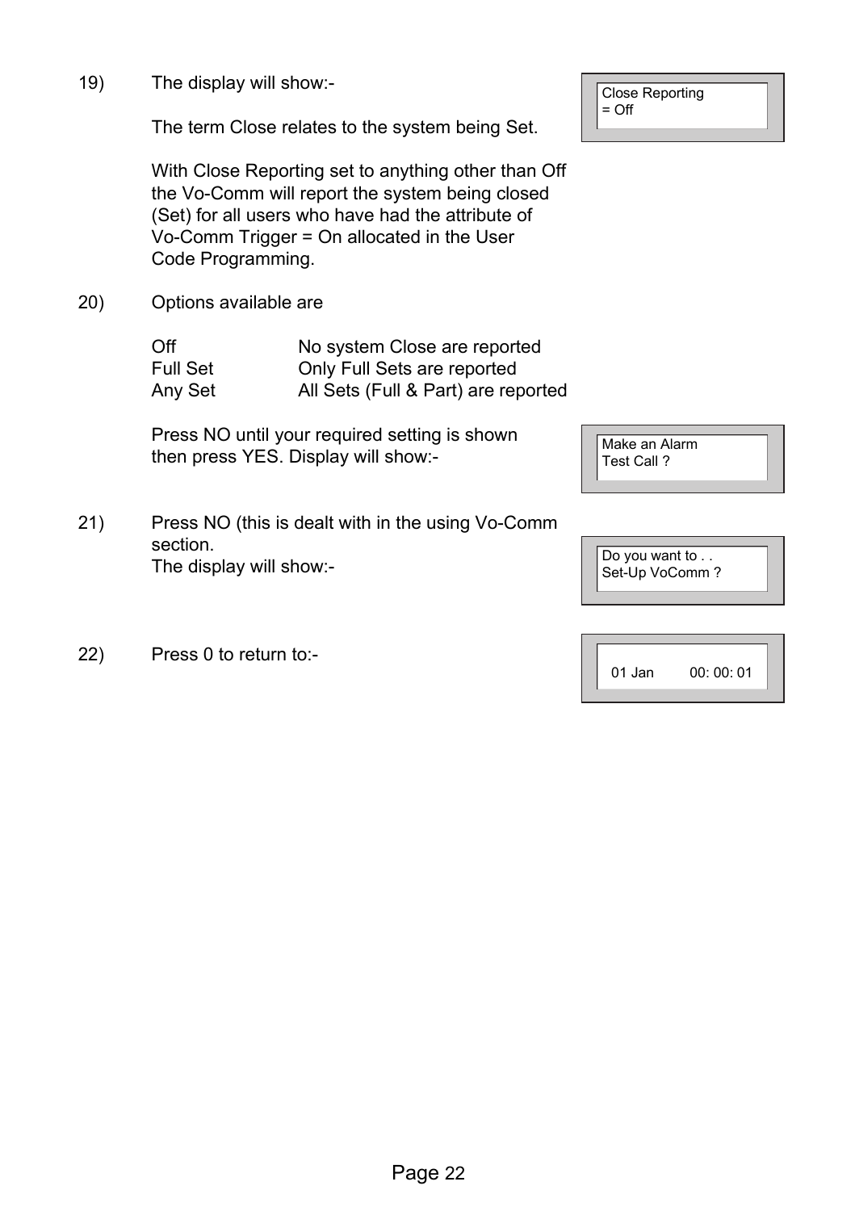19) The display will show:-

```
Close Reporting
= Off
```

The term Close relates to the system being Set.

With Close Reporting set to anything other than Off the Vo-Comm will report the system being closed (Set) for all users who have had the attribute of Vo-Comm Trigger = On allocated in the User Code Programming.

20) Options available are

| | |
|---|---|
| Off | No system Close are reported |
| Full Set | Only Full Sets are reported |
| Any Set | All Sets (Full & Part) are reported |

Press NO until your required setting is shown then press YES. Display will show:-

```
Make an Alarm
Test Call ?
```

21) Press NO (this is dealt with in the using Vo-Comm section.
The display will show:-

```
Do you want to . .
Set-Up VoComm ?
```

22) Press 0 to return to:-

```
01 Jan        00: 00: 01
```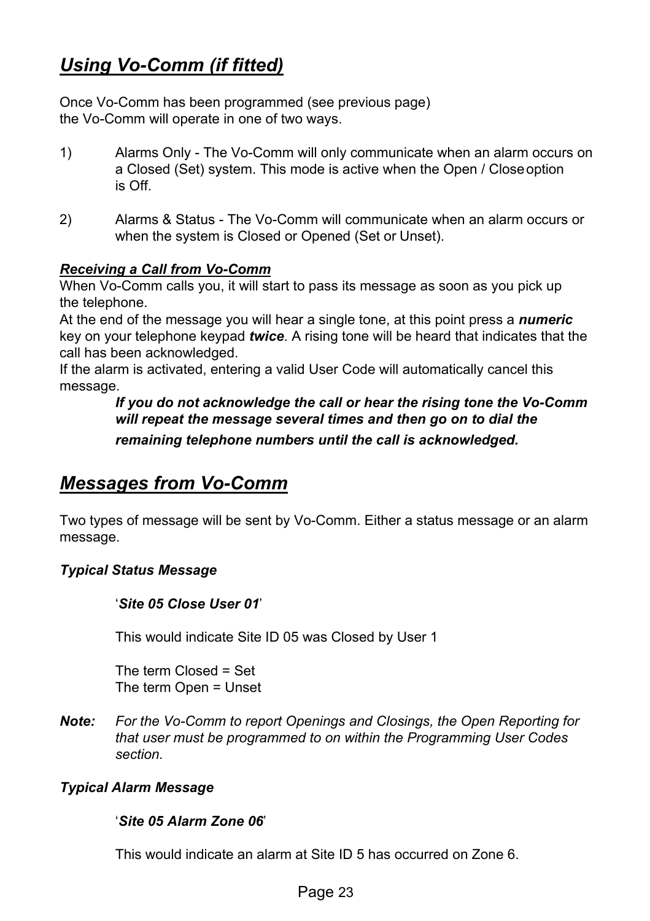## *Using Vo-Comm (if fitted)*

Once Vo-Comm has been programmed (see previous page) the Vo-Comm will operate in one of two ways.

1) Alarms Only - The Vo-Comm will only communicate when an alarm occurs on a Closed (Set) system. This mode is active when the Open / Close option is Off.

2) Alarms & Status - The Vo-Comm will communicate when an alarm occurs or when the system is Closed or Opened (Set or Unset).

### *Receiving a Call from Vo-Comm*

When Vo-Comm calls you, it will start to pass its message as soon as you pick up the telephone.

At the end of the message you will hear a single tone, at this point press a ***numeric*** key on your telephone keypad ***twice***. A rising tone will be heard that indicates that the call has been acknowledged.

If the alarm is activated, entering a valid User Code will automatically cancel this message.

***If you do not acknowledge the call or hear the rising tone the Vo-Comm will repeat the message several times and then go on to dial the remaining telephone numbers until the call is acknowledged.***

## *Messages from Vo-Comm*

Two types of message will be sent by Vo-Comm. Either a status message or an alarm message.

***Typical Status Message***

'***Site 05 Close User 01***'

This would indicate Site ID 05 was Closed by User 1

The term Closed = Set
The term Open = Unset

***Note:*** *For the Vo-Comm to report Openings and Closings, the Open Reporting for that user must be programmed to on within the Programming User Codes section.*

***Typical Alarm Message***

'***Site 05 Alarm Zone 06***'

This would indicate an alarm at Site ID 5 has occurred on Zone 6.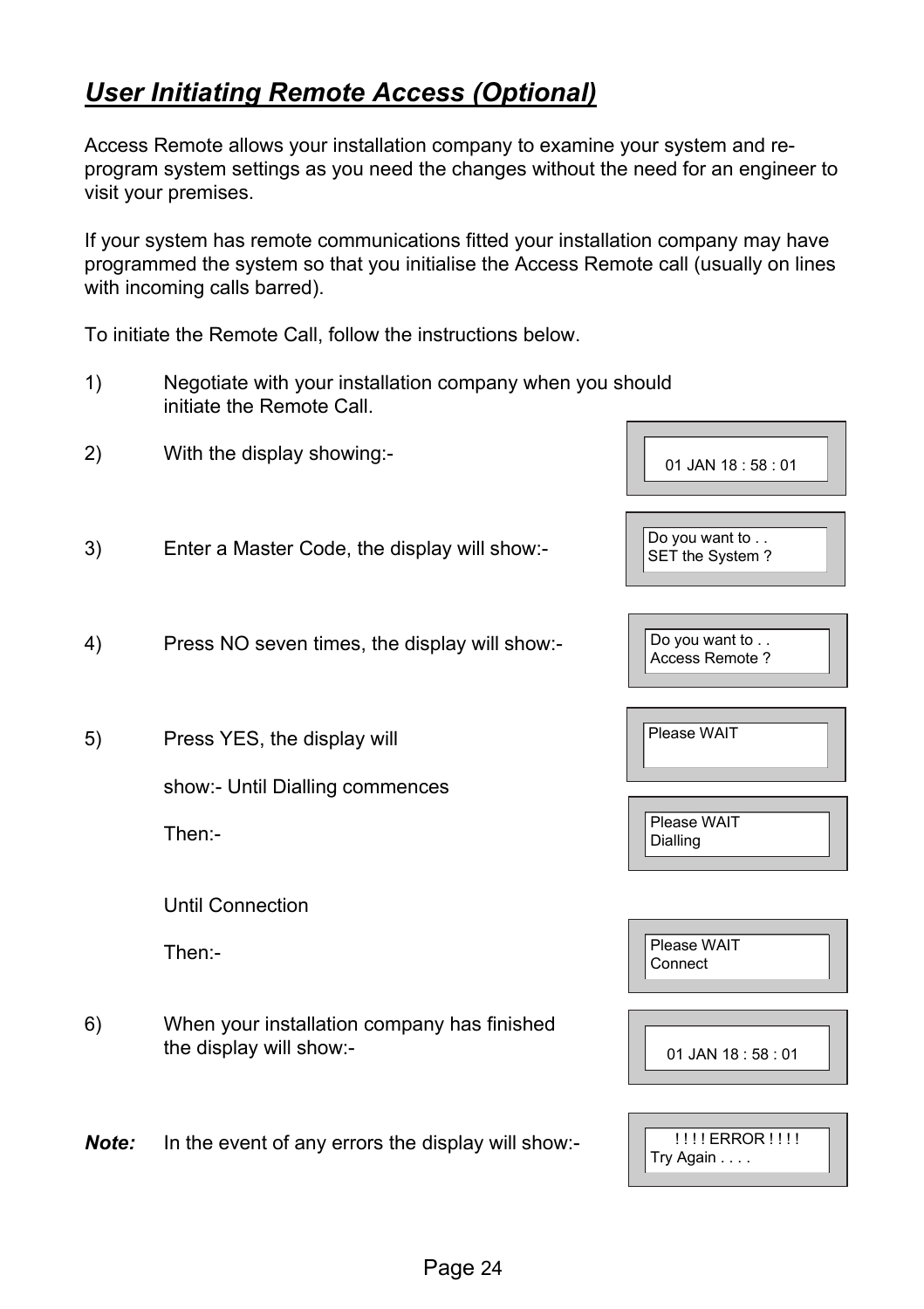## *User Initiating Remote Access (Optional)*

Access Remote allows your installation company to examine your system and re-program system settings as you need the changes without the need for an engineer to visit your premises.

If your system has remote communications fitted your installation company may have programmed the system so that you initialise the Access Remote call (usually on lines with incoming calls barred).

To initiate the Remote Call, follow the instructions below.

1) Negotiate with your installation company when you should initiate the Remote Call.

2) With the display showing:-

```
01 JAN 18 : 58 : 01
```

3) Enter a Master Code, the display will show:-

```
Do you want to . .
SET the System ?
```

4) Press NO seven times, the display will show:-

```
Do you want to . .
Access Remote ?
```

5) Press YES, the display will

```
Please WAIT
```

show:- Until Dialling commences

Then:-

```
Please WAIT
Dialling
```

Until Connection

Then:-

```
Please WAIT
Connect
```

6) When your installation company has finished the display will show:-

```
01 JAN 18 : 58 : 01
```

***Note:*** In the event of any errors the display will show:-

```
! ! ! ! ERROR ! ! ! !
Try Again . . . .
```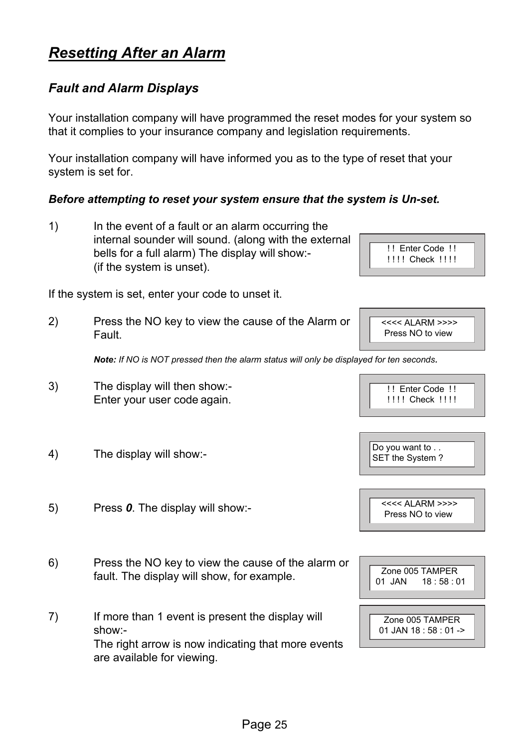# *Resetting After an Alarm*

## *Fault and Alarm Displays*

Your installation company will have programmed the reset modes for your system so that it complies to your insurance company and legislation requirements.

Your installation company will have informed you as to the type of reset that your system is set for.

***Before attempting to reset your system ensure that the system is Un-set.***

1) In the event of a fault or an alarm occurring the internal sounder will sound. (along with the external bells for a full alarm) The display will show:- (if the system is unset).

```
 !!  Enter Code  !!
!!!!  Check  !!!!
```

If the system is set, enter your code to unset it.

2) Press the NO key to view the cause of the Alarm or Fault.

```
<<<< ALARM >>>>
 Press NO to view
```

***Note:*** *If NO is NOT pressed then the alarm status will only be displayed for ten seconds.*

3) The display will then show:- Enter your user code again.

```
 !!  Enter Code  !!
!!!!  Check  !!!!
```

4) The display will show:-

```
Do you want to . .
SET the System ?
```

5) Press ***0***. The display will show:-

```
<<<< ALARM >>>>
 Press NO to view
```

6) Press the NO key to view the cause of the alarm or fault. The display will show, for example.

```
  Zone 005 TAMPER
01  JAN      18 : 58 : 01
```

7) If more than 1 event is present the display will show:- The right arrow is now indicating that more events are available for viewing.

```
  Zone 005 TAMPER
01 JAN 18 : 58 : 01 ->
```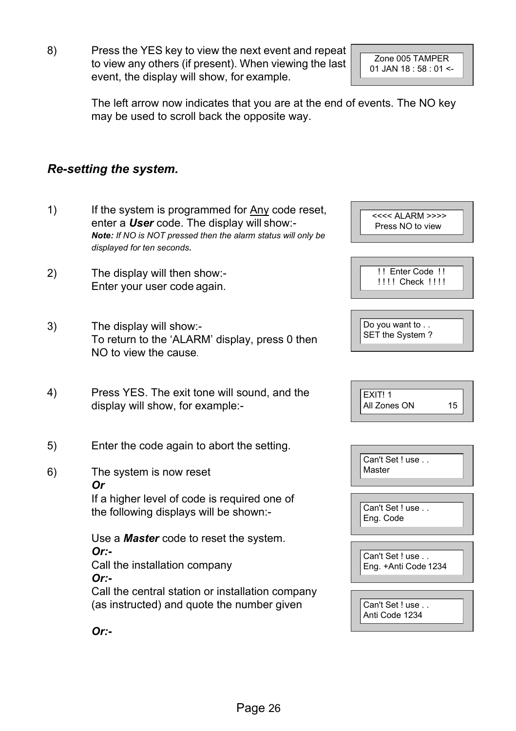8) Press the YES key to view the next event and repeat to view any others (if present). When viewing the last event, the display will show, for example.

```
Zone 005 TAMPER
01 JAN 18 : 58 : 01 <-
```

The left arrow now indicates that you are at the end of events. The NO key may be used to scroll back the opposite way.

## *Re-setting the system.*

1) If the system is programmed for <u>Any</u> code reset, enter a ***User*** code. The display will show:-
***Note:*** *If NO is NOT pressed then the alarm status will only be displayed for ten seconds.*

```
<<<< ALARM >>>>
Press NO to view
```

2) The display will then show:-
Enter your user code again.

```
!! Enter Code !!
!!!! Check !!!!
```

3) The display will show:-
To return to the 'ALARM' display, press 0 then NO to view the cause.

```
Do you want to . .
SET the System ?
```

4) Press YES. The exit tone will sound, and the display will show, for example:-

```
EXIT! 1
All Zones ON          15
```

5) Enter the code again to abort the setting.

6) The system is now reset
***Or***
If a higher level of code is required one of the following displays will be shown:-

Use a ***Master*** code to reset the system.

```
Can't Set ! use . .
Master
```

***Or:-***
Call the installation company

```
Can't Set ! use . .
Eng. Code
```

***Or:-***
Call the central station or installation company (as instructed) and quote the number given

```
Can't Set ! use . .
Eng. +Anti Code 1234
```

***Or:-***

```
Can't Set ! use . .
Anti Code 1234
```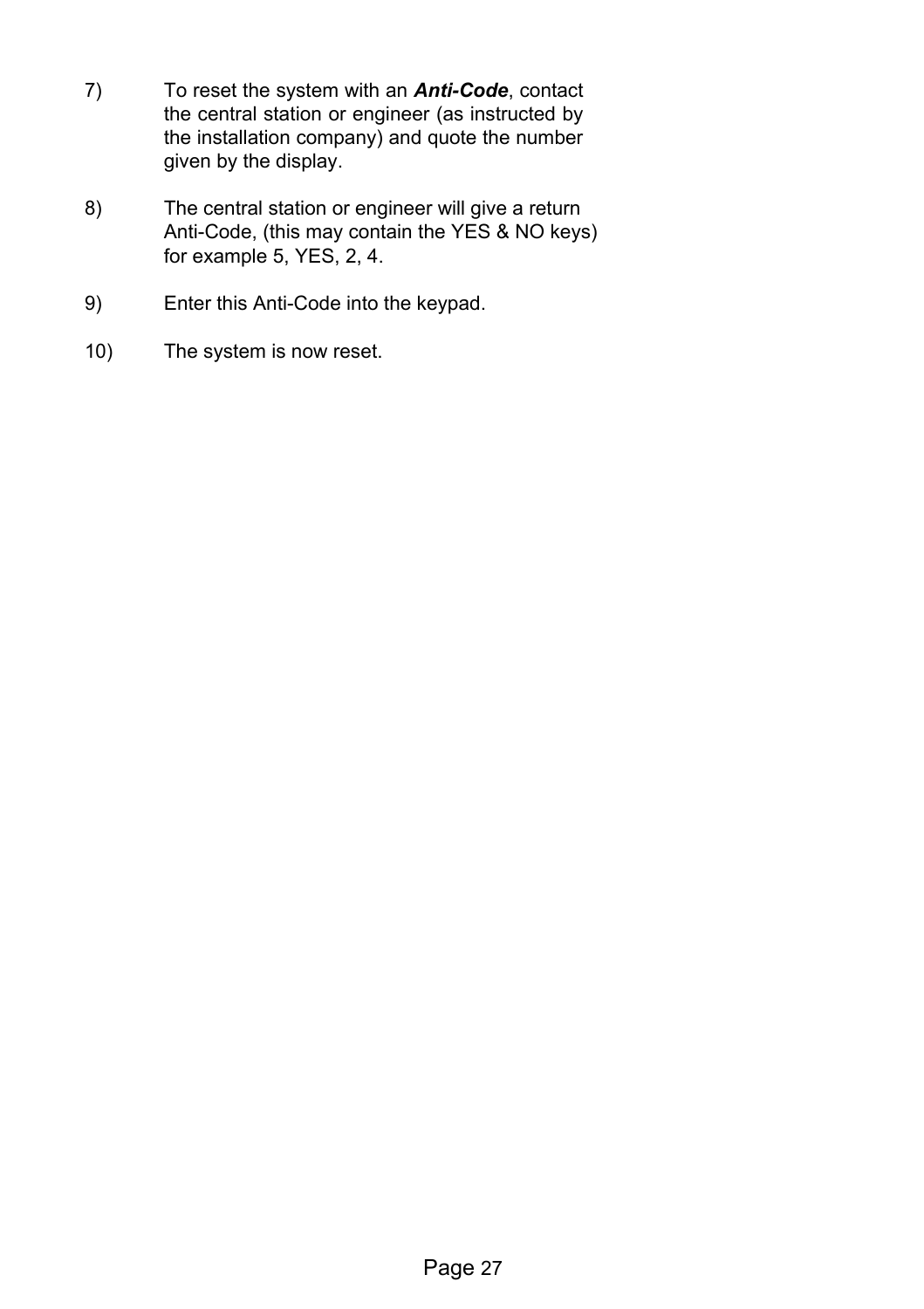7) To reset the system with an ***Anti-Code***, contact the central station or engineer (as instructed by the installation company) and quote the number given by the display.

8) The central station or engineer will give a return Anti-Code, (this may contain the YES & NO keys) for example 5, YES, 2, 4.

9) Enter this Anti-Code into the keypad.

10) The system is now reset.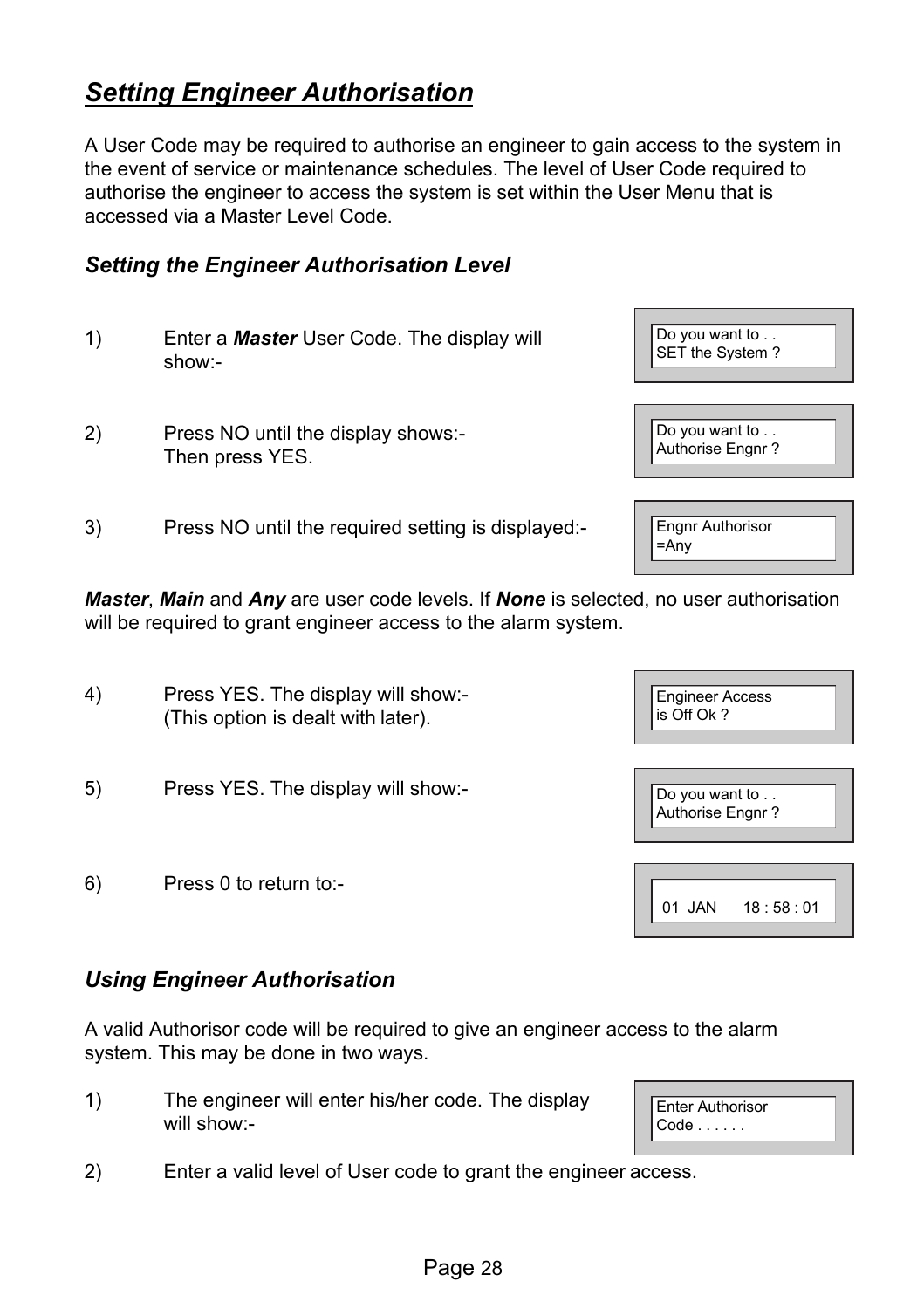## ***Setting Engineer Authorisation***

A User Code may be required to authorise an engineer to gain access to the system in the event of service or maintenance schedules. The level of User Code required to authorise the engineer to access the system is set within the User Menu that is accessed via a Master Level Code.

### *Setting the Engineer Authorisation Level*

1) Enter a ***Master*** User Code. The display will show:-

```
Do you want to . .
SET the System ?
```

2) Press NO until the display shows:-
Then press YES.

```
Do you want to . .
Authorise Engnr ?
```

3) Press NO until the required setting is displayed:-

```
Engnr Authorisor
=Any
```

***Master***, ***Main*** and ***Any*** are user code levels. If ***None*** is selected, no user authorisation will be required to grant engineer access to the alarm system.

4) Press YES. The display will show:-
(This option is dealt with later).

```
Engineer Access
is Off Ok ?
```

5) Press YES. The display will show:-

```
Do you want to . .
Authorise Engnr ?
```

6) Press 0 to return to:-

```
01  JAN      18 : 58 : 01
```

### *Using Engineer Authorisation*

A valid Authorisor code will be required to give an engineer access to the alarm system. This may be done in two ways.

1) The engineer will enter his/her code. The display will show:-

```
Enter Authorisor
Code . . . . . .
```

2) Enter a valid level of User code to grant the engineer access.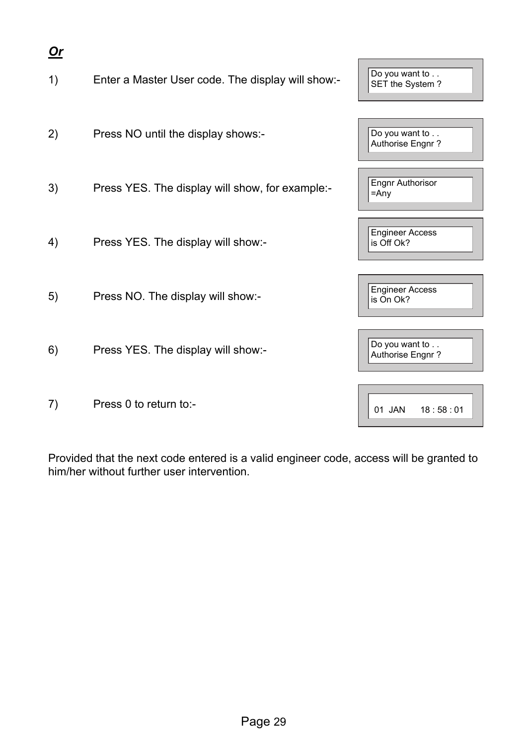***Or***

1) Enter a Master User code. The display will show:-

```
Do you want to . .
SET the System ?
```

2) Press NO until the display shows:-

```
Do you want to . .
Authorise Engnr ?
```

3) Press YES. The display will show, for example:-

```
Engnr Authorisor
=Any
```

4) Press YES. The display will show:-

```
Engineer Access
is Off Ok?
```

5) Press NO. The display will show:-

```
Engineer Access
is On Ok?
```

6) Press YES. The display will show:-

```
Do you want to . .
Authorise Engnr ?
```

7) Press 0 to return to:-

```
01 JAN      18 : 58 : 01
```

Provided that the next code entered is a valid engineer code, access will be granted to him/her without further user intervention.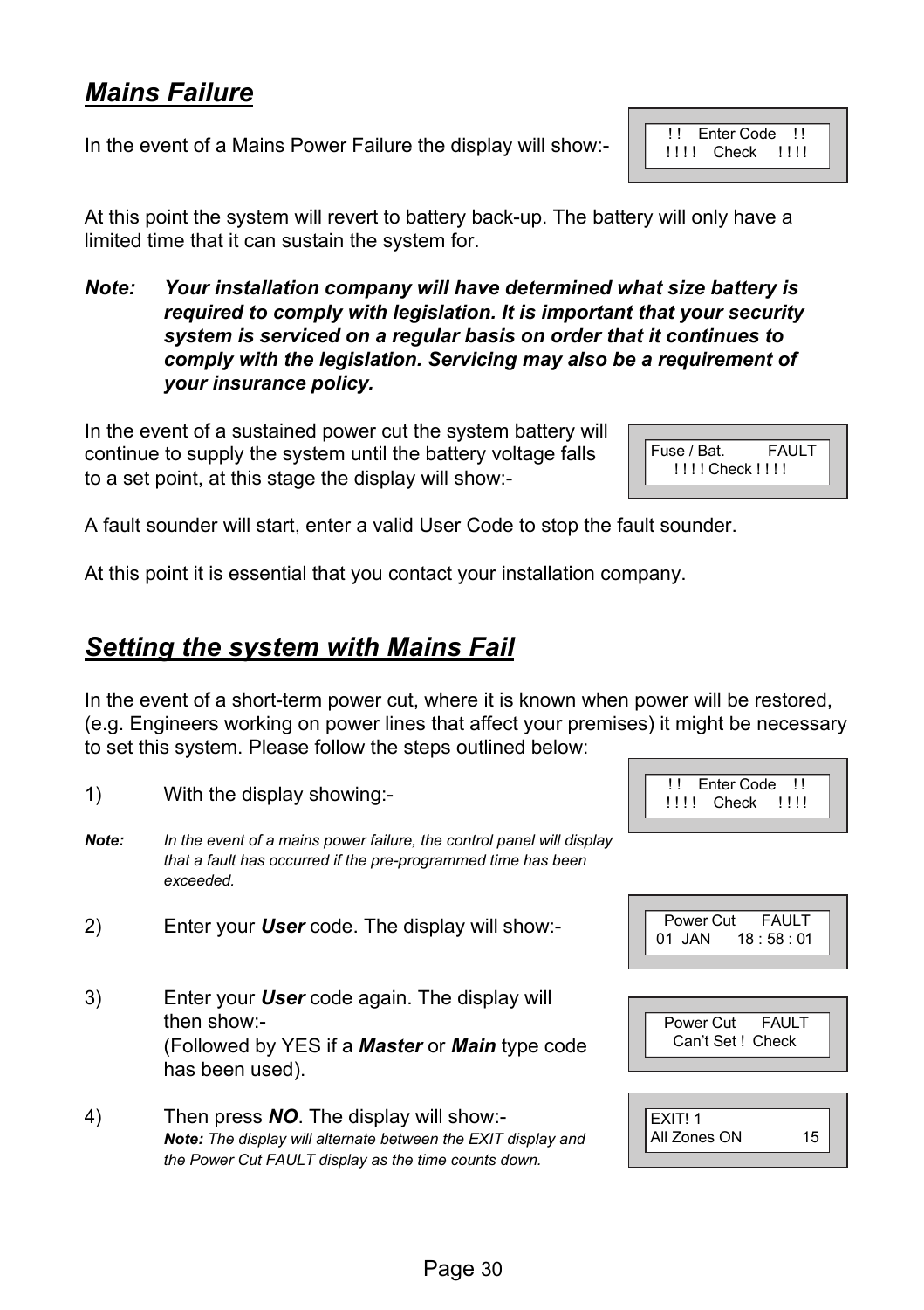## ***Mains Failure***

In the event of a Mains Power Failure the display will show:-

```
 ! !    Enter Code    ! !
! ! ! !    Check     ! ! ! !
```

At this point the system will revert to battery back-up. The battery will only have a limited time that it can sustain the system for.

***Note:*** ***Your installation company will have determined what size battery is required to comply with legislation. It is important that your security system is serviced on a regular basis on order that it continues to comply with the legislation. Servicing may also be a requirement of your insurance policy.***

In the event of a sustained power cut the system battery will continue to supply the system until the battery voltage falls to a set point, at this stage the display will show:-

```
Fuse / Bat.          FAULT
    ! ! ! ! Check ! ! ! !
```

A fault sounder will start, enter a valid User Code to stop the fault sounder.

At this point it is essential that you contact your installation company.

## ***Setting the system with Mains Fail***

In the event of a short-term power cut, where it is known when power will be restored, (e.g. Engineers working on power lines that affect your premises) it might be necessary to set this system. Please follow the steps outlined below:

1) With the display showing:-

```
 ! !    Enter Code    ! !
! ! ! !    Check     ! ! ! !
```

***Note:*** *In the event of a mains power failure, the control panel will display that a fault has occurred if the pre-programmed time has been exceeded.*

2) Enter your ***User*** code. The display will show:-

```
  Power Cut      FAULT
01  JAN      18 : 58 : 01
```

3) Enter your ***User*** code again. The display will then show:- (Followed by YES if a ***Master*** or ***Main*** type code has been used).

```
  Power Cut      FAULT
   Can't Set !  Check
```

4) Then press ***NO***. The display will show:- ***Note:*** *The display will alternate between the EXIT display and the Power Cut FAULT display as the time counts down.*

```
EXIT! 1
All Zones ON             15
```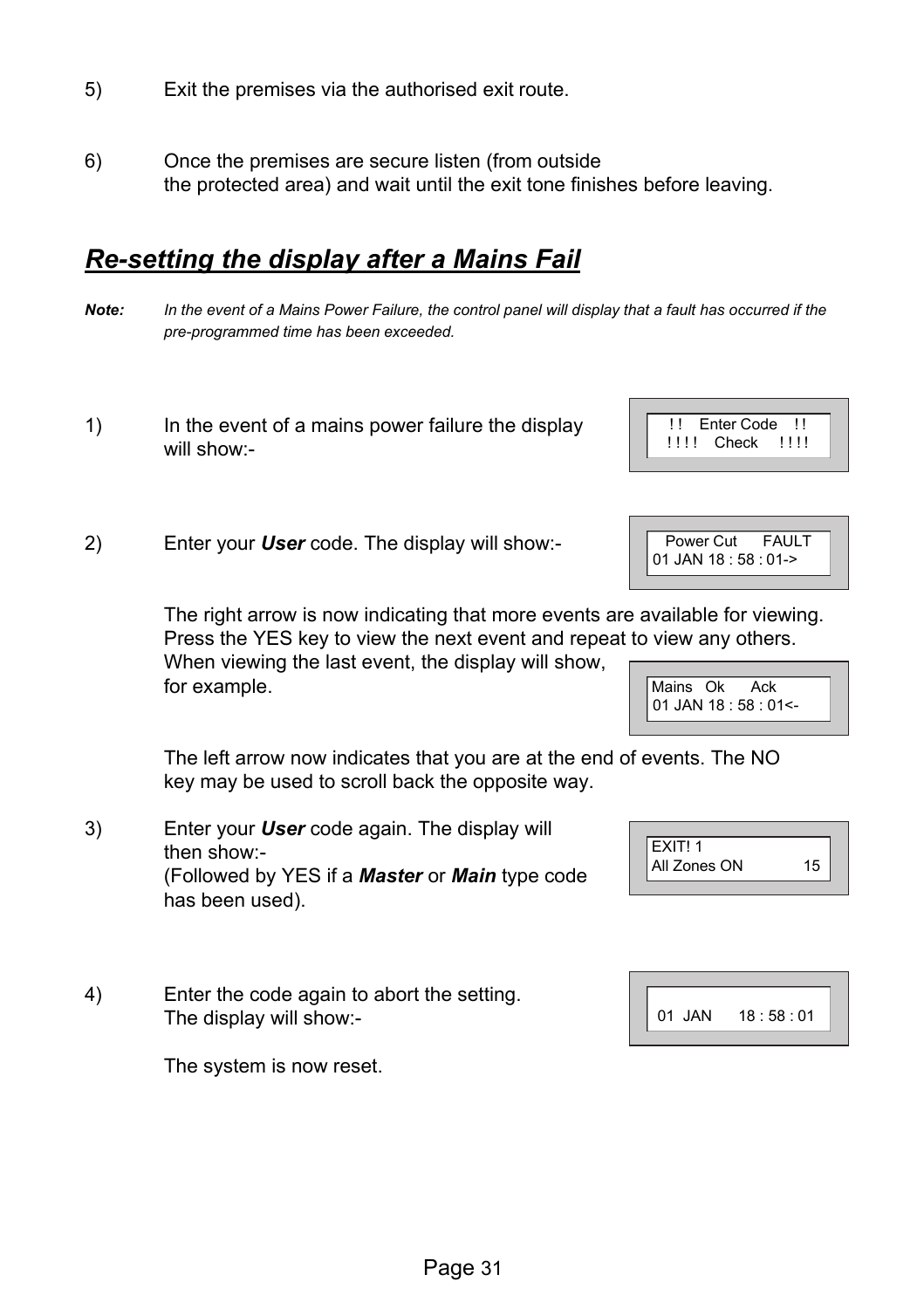5) Exit the premises via the authorised exit route.

6) Once the premises are secure listen (from outside the protected area) and wait until the exit tone finishes before leaving.

## ***Re-setting the display after a Mains Fail***

***Note:*** *In the event of a Mains Power Failure, the control panel will display that a fault has occurred if the pre-programmed time has been exceeded.*

1) In the event of a mains power failure the display will show:-

```
 ! !   Enter Code   ! !
! ! ! !   Check   ! ! ! !
```

2) Enter your ***User*** code. The display will show:-

```
  Power Cut     FAULT
01 JAN 18 : 58 : 01->
```

The right arrow is now indicating that more events are available for viewing. Press the YES key to view the next event and repeat to view any others. When viewing the last event, the display will show, for example.

```
Mains   Ok     Ack
01 JAN 18 : 58 : 01<-
```

The left arrow now indicates that you are at the end of events. The NO key may be used to scroll back the opposite way.

3) Enter your ***User*** code again. The display will then show:-
(Followed by YES if a ***Master*** or ***Main*** type code has been used).

```
EXIT! 1
All Zones ON          15
```

4) Enter the code again to abort the setting. The display will show:-

```
 01  JAN     18 : 58 : 01
```

The system is now reset.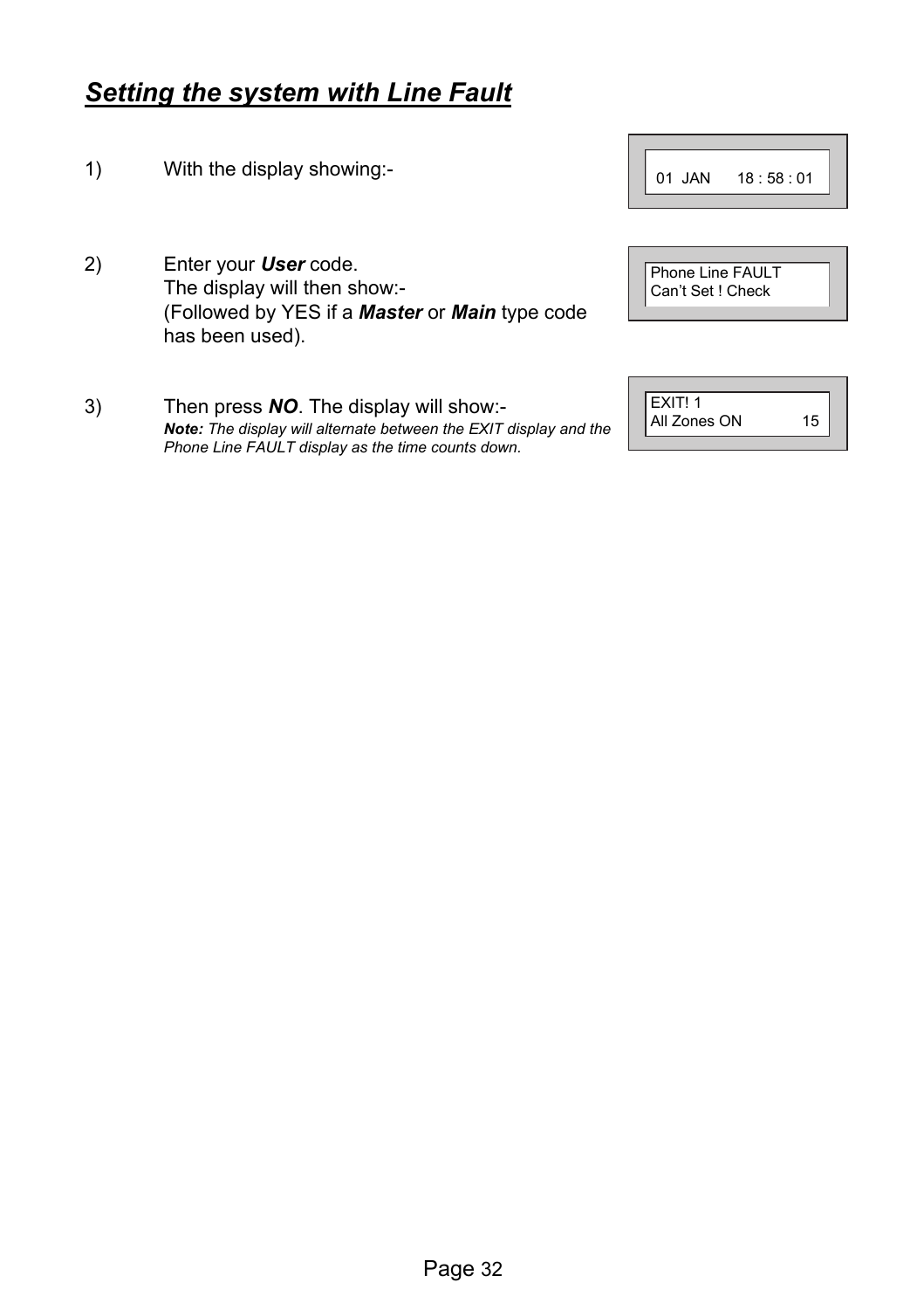## ***Setting the system with Line Fault***

1) With the display showing:-

```
01  JAN      18 : 58 : 01
```

2) Enter your ***User*** code.
   The display will then show:-
   (Followed by YES if a ***Master*** or ***Main*** type code has been used).

```
Phone Line FAULT
Can't Set ! Check
```

3) Then press ***NO***. The display will show:-
   ***Note:*** *The display will alternate between the EXIT display and the Phone Line FAULT display as the time counts down.*

```
EXIT! 1
All Zones ON            15
```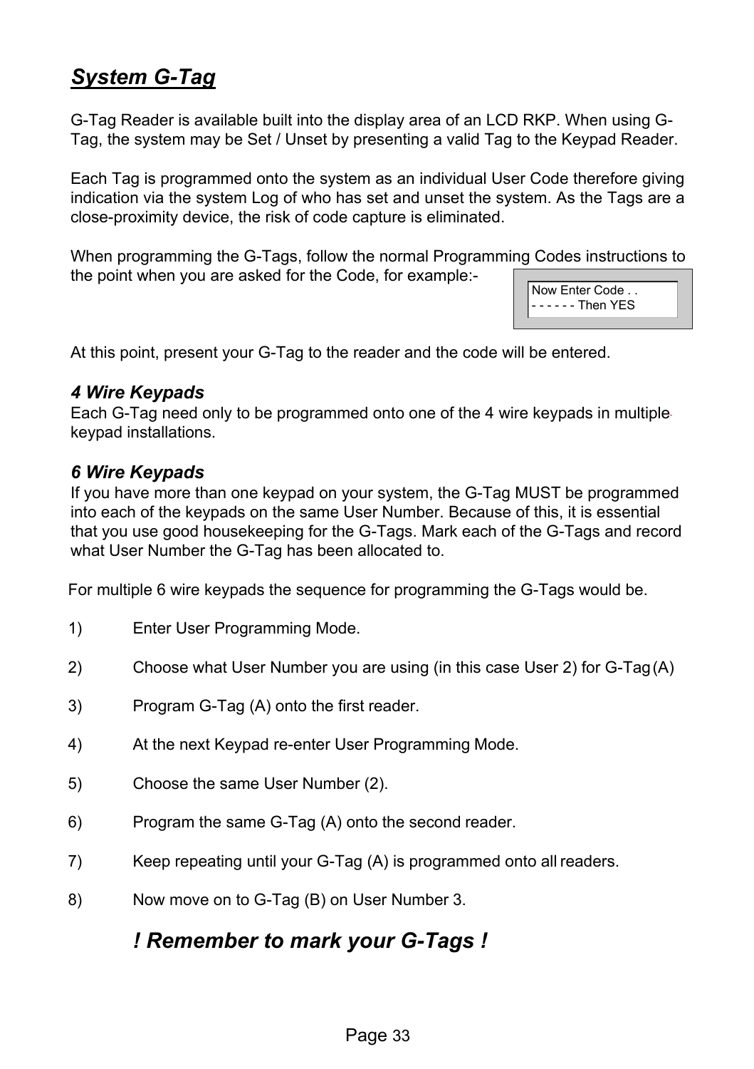## ***System G-Tag***

G-Tag Reader is available built into the display area of an LCD RKP. When using G-Tag, the system may be Set / Unset by presenting a valid Tag to the Keypad Reader.

Each Tag is programmed onto the system as an individual User Code therefore giving indication via the system Log of who has set and unset the system. As the Tags are a close-proximity device, the risk of code capture is eliminated.

When programming the G-Tags, follow the normal Programming Codes instructions to the point when you are asked for the Code, for example:-

```
Now Enter Code . .
- - - - - - Then YES
```

At this point, present your G-Tag to the reader and the code will be entered.

### *4 Wire Keypads*

Each G-Tag need only to be programmed onto one of the 4 wire keypads in multiple keypad installations.

### *6 Wire Keypads*

If you have more than one keypad on your system, the G-Tag MUST be programmed into each of the keypads on the same User Number. Because of this, it is essential that you use good housekeeping for the G-Tags. Mark each of the G-Tags and record what User Number the G-Tag has been allocated to.

For multiple 6 wire keypads the sequence for programming the G-Tags would be.

1) Enter User Programming Mode.

2) Choose what User Number you are using (in this case User 2) for G-Tag (A)

3) Program G-Tag (A) onto the first reader.

4) At the next Keypad re-enter User Programming Mode.

5) Choose the same User Number (2).

6) Program the same G-Tag (A) onto the second reader.

7) Keep repeating until your G-Tag (A) is programmed onto all readers.

8) Now move on to G-Tag (B) on User Number 3.

## ***! Remember to mark your G-Tags !***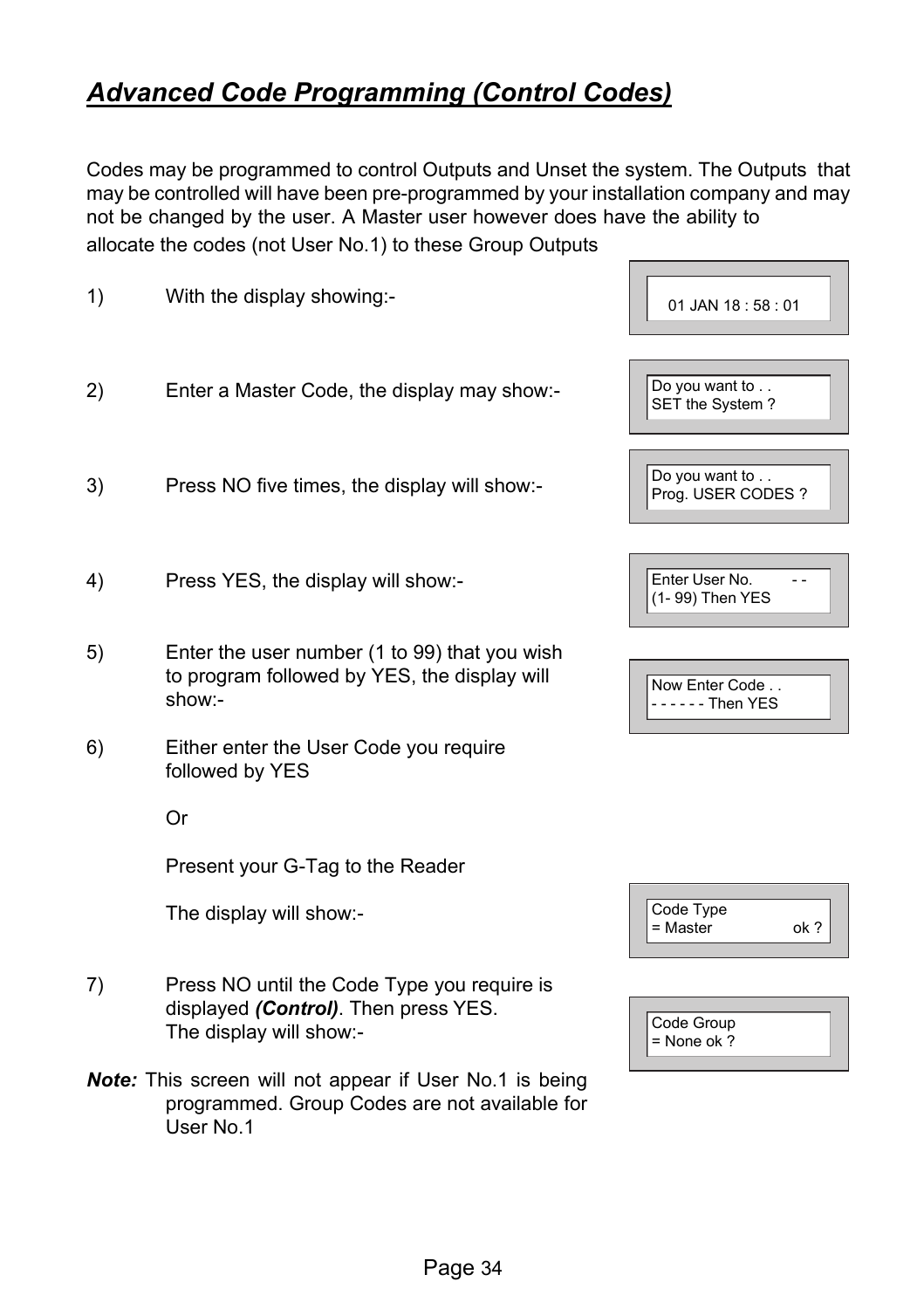# *Advanced Code Programming (Control Codes)*

Codes may be programmed to control Outputs and Unset the system. The Outputs that may be controlled will have been pre-programmed by your installation company and may not be changed by the user. A Master user however does have the ability to allocate the codes (not User No.1) to these Group Outputs

1) With the display showing:-

```
01 JAN 18 : 58 : 01
```

2) Enter a Master Code, the display may show:-

```
Do you want to . .
SET the System ?
```

3) Press NO five times, the display will show:-

```
Do you want to . .
Prog. USER CODES ?
```

4) Press YES, the display will show:-

```
Enter User No.    - -
(1- 99) Then YES
```

5) Enter the user number (1 to 99) that you wish to program followed by YES, the display will show:-

```
Now Enter Code . .
- - - - - - Then YES
```

6) Either enter the User Code you require followed by YES

   Or

   Present your G-Tag to the Reader

   The display will show:-

```
Code Type
= Master          ok ?
```

7) Press NO until the Code Type you require is displayed ***(Control)***. Then press YES. The display will show:-

```
Code Group
= None ok ?
```

***Note:*** This screen will not appear if User No.1 is being programmed. Group Codes are not available for User No.1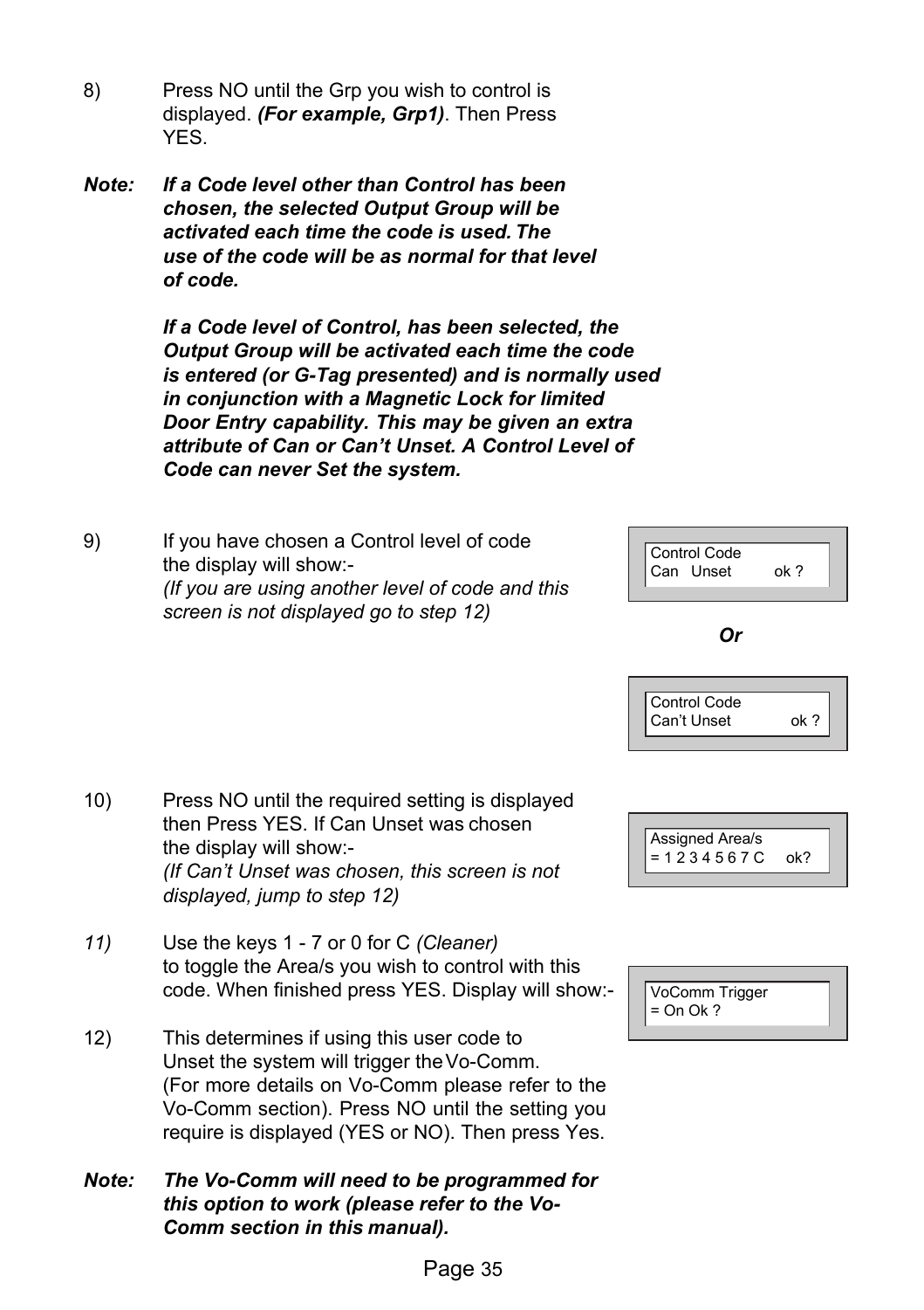8) Press NO until the Grp you wish to control is displayed. ***(For example, Grp1)***. Then Press YES.

***Note:*** ***If a Code level other than Control has been chosen, the selected Output Group will be activated each time the code is used. The use of the code will be as normal for that level of code.***

***If a Code level of Control, has been selected, the Output Group will be activated each time the code is entered (or G-Tag presented) and is normally used in conjunction with a Magnetic Lock for limited Door Entry capability. This may be given an extra attribute of Can or Can't Unset. A Control Level of Code can never Set the system.***

9) If you have chosen a Control level of code the display will show:-
*(If you are using another level of code and this screen is not displayed go to step 12)*

```
Control Code
Can   Unset        ok ?
```

***Or***

```
Control Code
Can't Unset          ok ?
```

10) Press NO until the required setting is displayed then Press YES. If Can Unset was chosen the display will show:-
*(If Can't Unset was chosen, this screen is not displayed, jump to step 12)*

```
Assigned Area/s
= 1 2 3 4 5 6 7 C     ok?
```

*11)* Use the keys 1 - 7 or 0 for C *(Cleaner)* to toggle the Area/s you wish to control with this code. When finished press YES. Display will show:-

```
VoComm Trigger
= On Ok ?
```

12) This determines if using this user code to Unset the system will trigger the Vo-Comm. (For more details on Vo-Comm please refer to the Vo-Comm section). Press NO until the setting you require is displayed (YES or NO). Then press Yes.

***Note:*** ***The Vo-Comm will need to be programmed for this option to work (please refer to the Vo-Comm section in this manual).***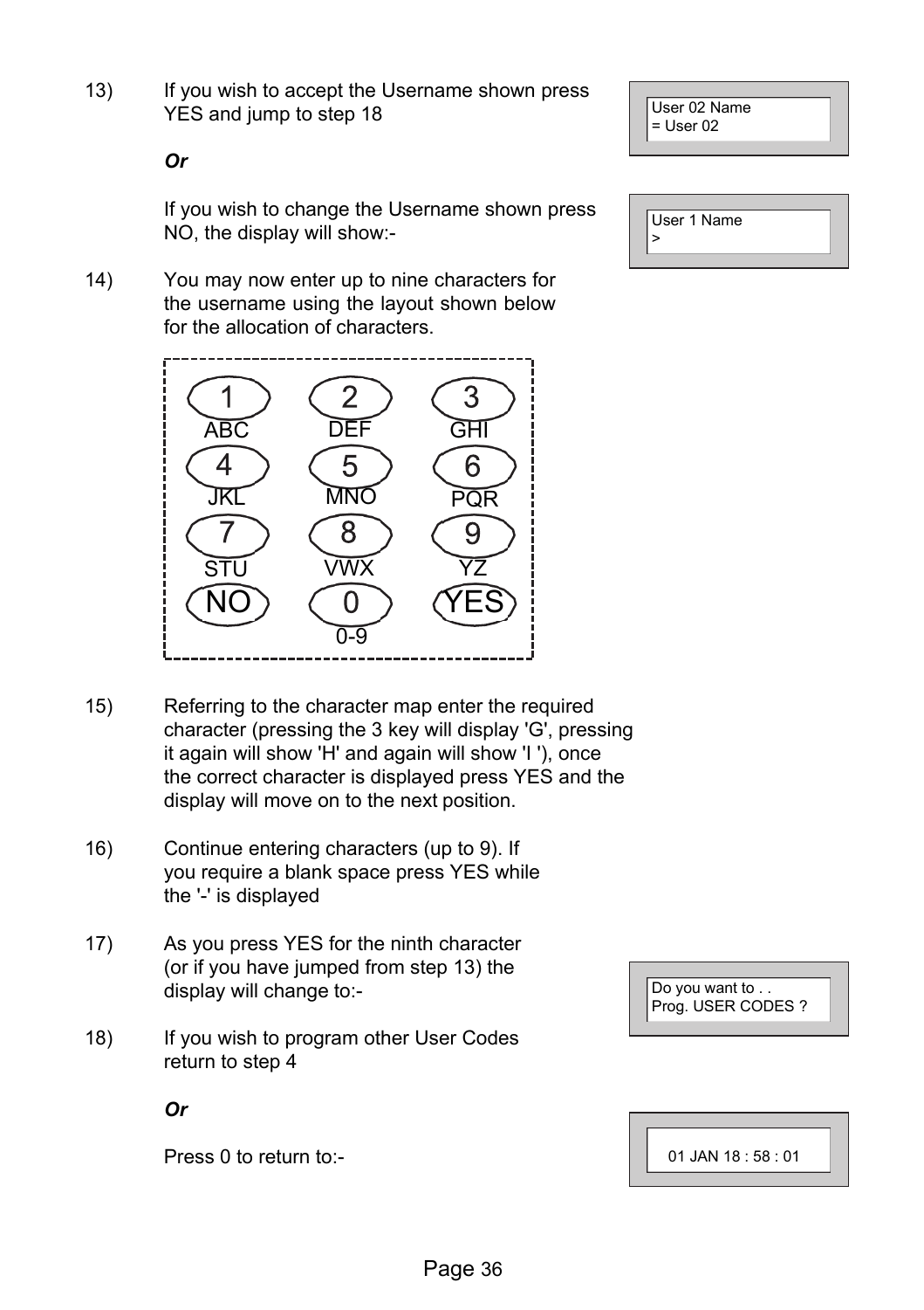13) If you wish to accept the Username shown press YES and jump to step 18

```
User 02 Name
= User 02
```

*Or*

If you wish to change the Username shown press NO, the display will show:-

```
User 1 Name
>
```

14) You may now enter up to nine characters for the username using the layout shown below for the allocation of characters.

| 1 | 2 | 3 |
|---|---|---|
| ABC | DEF | GHI |
| 4 | 5 | 6 |
| JKL | MNO | PQR |
| 7 | 8 | 9 |
| STU | VWX | YZ |
| NO | 0 | YES |
| | 0-9 | |

15) Referring to the character map enter the required character (pressing the 3 key will display 'G', pressing it again will show 'H' and again will show 'I '), once the correct character is displayed press YES and the display will move on to the next position.

16) Continue entering characters (up to 9). If you require a blank space press YES while the '-' is displayed

17) As you press YES for the ninth character (or if you have jumped from step 13) the display will change to:-

```
Do you want to . .
Prog. USER CODES ?
```

18) If you wish to program other User Codes return to step 4

*Or*

Press 0 to return to:-

```
01 JAN 18 : 58 : 01
```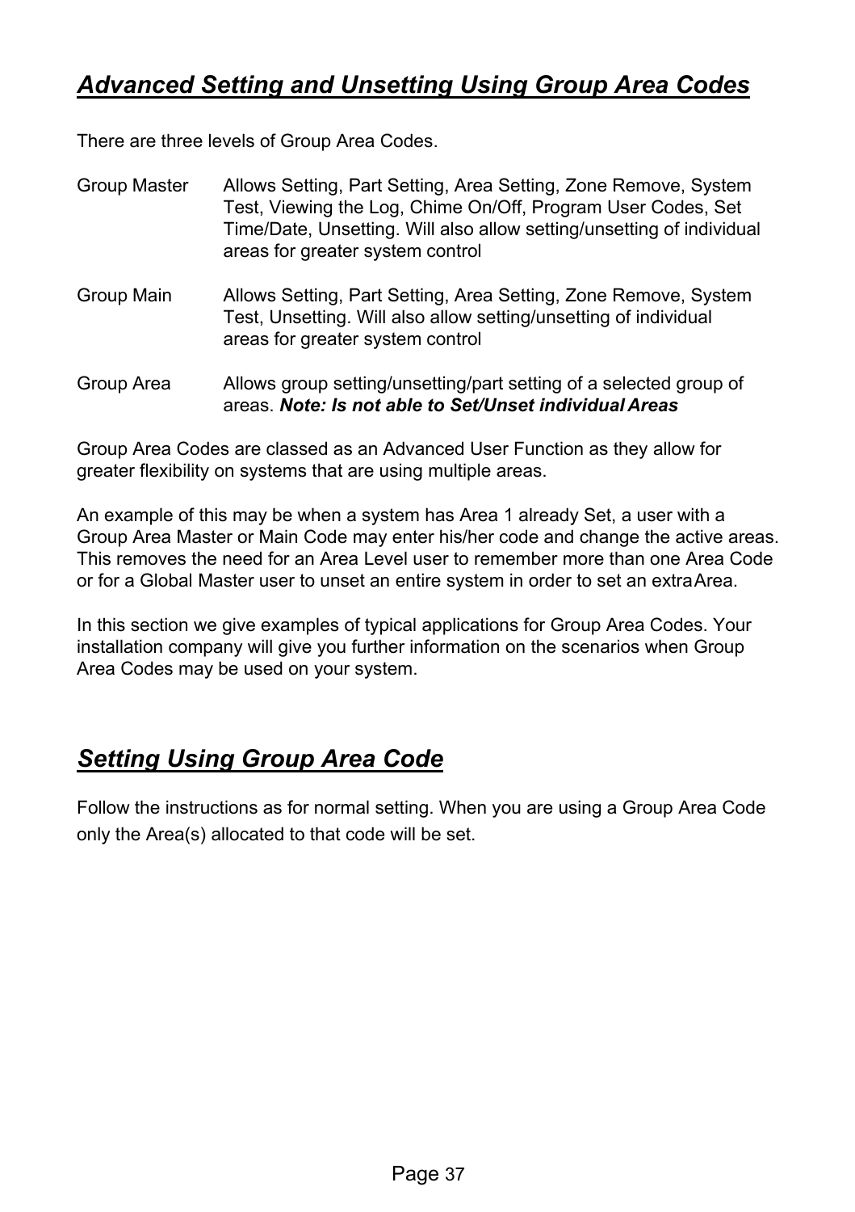## ***Advanced Setting and Unsetting Using Group Area Codes***

There are three levels of Group Area Codes.

| | |
|---|---|
| Group Master | Allows Setting, Part Setting, Area Setting, Zone Remove, System Test, Viewing the Log, Chime On/Off, Program User Codes, Set Time/Date, Unsetting. Will also allow setting/unsetting of individual areas for greater system control |
| Group Main | Allows Setting, Part Setting, Area Setting, Zone Remove, System Test, Unsetting. Will also allow setting/unsetting of individual areas for greater system control |
| Group Area | Allows group setting/unsetting/part setting of a selected group of areas. ***Note: Is not able to Set/Unset individual Areas*** |

Group Area Codes are classed as an Advanced User Function as they allow for greater flexibility on systems that are using multiple areas.

An example of this may be when a system has Area 1 already Set, a user with a Group Area Master or Main Code may enter his/her code and change the active areas. This removes the need for an Area Level user to remember more than one Area Code or for a Global Master user to unset an entire system in order to set an extra Area.

In this section we give examples of typical applications for Group Area Codes. Your installation company will give you further information on the scenarios when Group Area Codes may be used on your system.

## ***Setting Using Group Area Code***

Follow the instructions as for normal setting. When you are using a Group Area Code only the Area(s) allocated to that code will be set.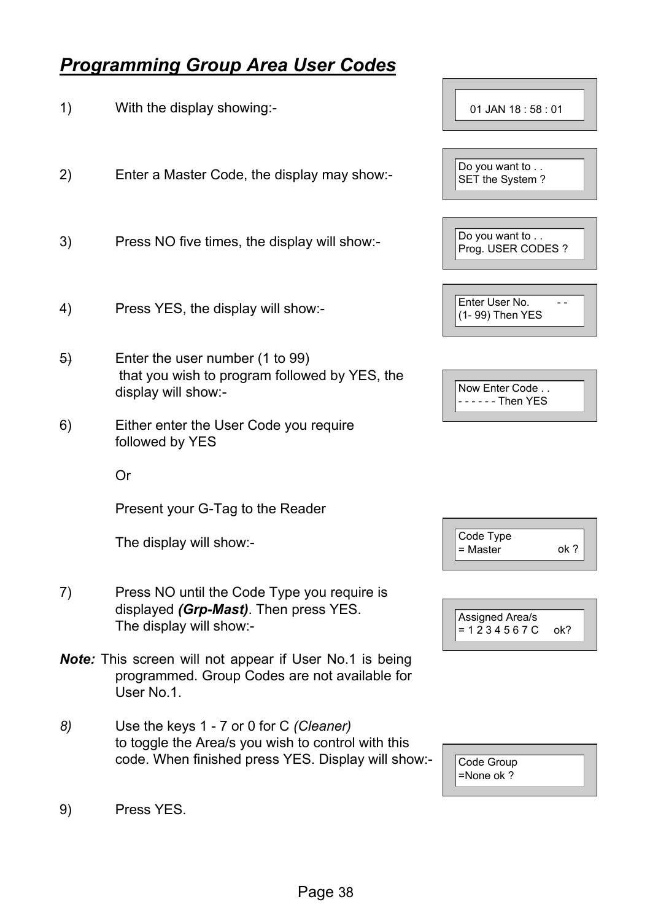## ***Programming Group Area User Codes***

1) With the display showing:-

```
01 JAN 18 : 58 : 01
```

2) Enter a Master Code, the display may show:-

```
Do you want to . .
SET the System ?
```

3) Press NO five times, the display will show:-

```
Do you want to . .
Prog. USER CODES ?
```

4) Press YES, the display will show:-

```
Enter User No.      - -
(1- 99) Then YES
```

5) Enter the user number (1 to 99) that you wish to program followed by YES, the display will show:-

```
Now Enter Code . .
- - - - - - Then YES
```

6) Either enter the User Code you require followed by YES

Or

Present your G-Tag to the Reader

The display will show:-

```
Code Type
= Master            ok ?
```

7) Press NO until the Code Type you require is displayed ***(Grp-Mast)***. Then press YES. The display will show:-

```
Assigned Area/s
= 1 2 3 4 5 6 7 C    ok?
```

***Note:*** This screen will not appear if User No.1 is being programmed. Group Codes are not available for User No.1.

*8)* Use the keys 1 - 7 or 0 for C *(Cleaner)* to toggle the Area/s you wish to control with this code. When finished press YES. Display will show:-

```
Code Group
=None ok ?
```

9) Press YES.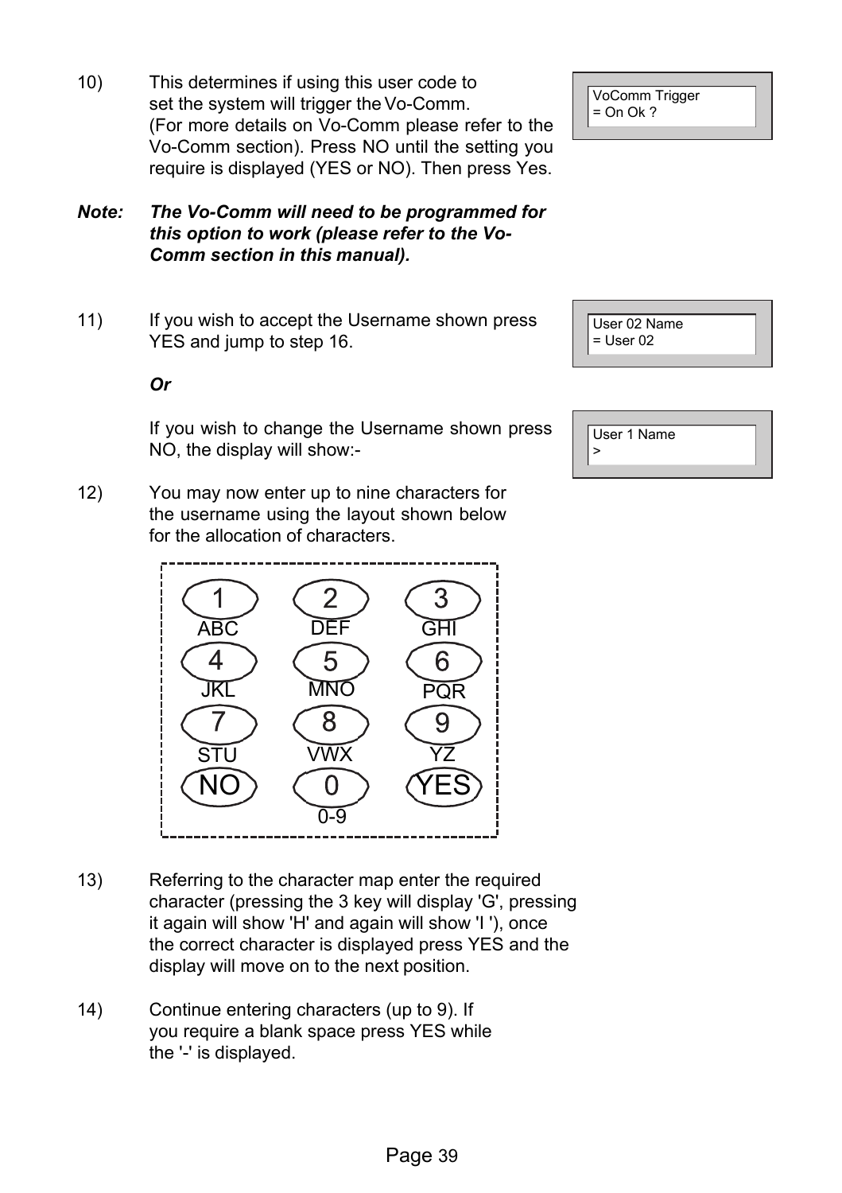10) This determines if using this user code to set the system will trigger the Vo-Comm. (For more details on Vo-Comm please refer to the Vo-Comm section). Press NO until the setting you require is displayed (YES or NO). Then press Yes.

```
VoComm Trigger
= On Ok ?
```

***Note: The Vo-Comm will need to be programmed for this option to work (please refer to the Vo-Comm section in this manual).***

11) If you wish to accept the Username shown press YES and jump to step 16.

```
User 02 Name
= User 02
```

***Or***

If you wish to change the Username shown press NO, the display will show:-

```
User 1 Name
>
```

12) You may now enter up to nine characters for the username using the layout shown below for the allocation of characters.

| Key | Characters |
|---|---|
| 1 | ABC |
| 2 | DEF |
| 3 | GHI |
| 4 | JKL |
| 5 | MNO |
| 6 | PQR |
| 7 | STU |
| 8 | VWX |
| 9 | YZ |
| NO | |
| 0 | 0-9 |
| YES | |

13) Referring to the character map enter the required character (pressing the 3 key will display 'G', pressing it again will show 'H' and again will show 'I '), once the correct character is displayed press YES and the display will move on to the next position.

14) Continue entering characters (up to 9). If you require a blank space press YES while the '-' is displayed.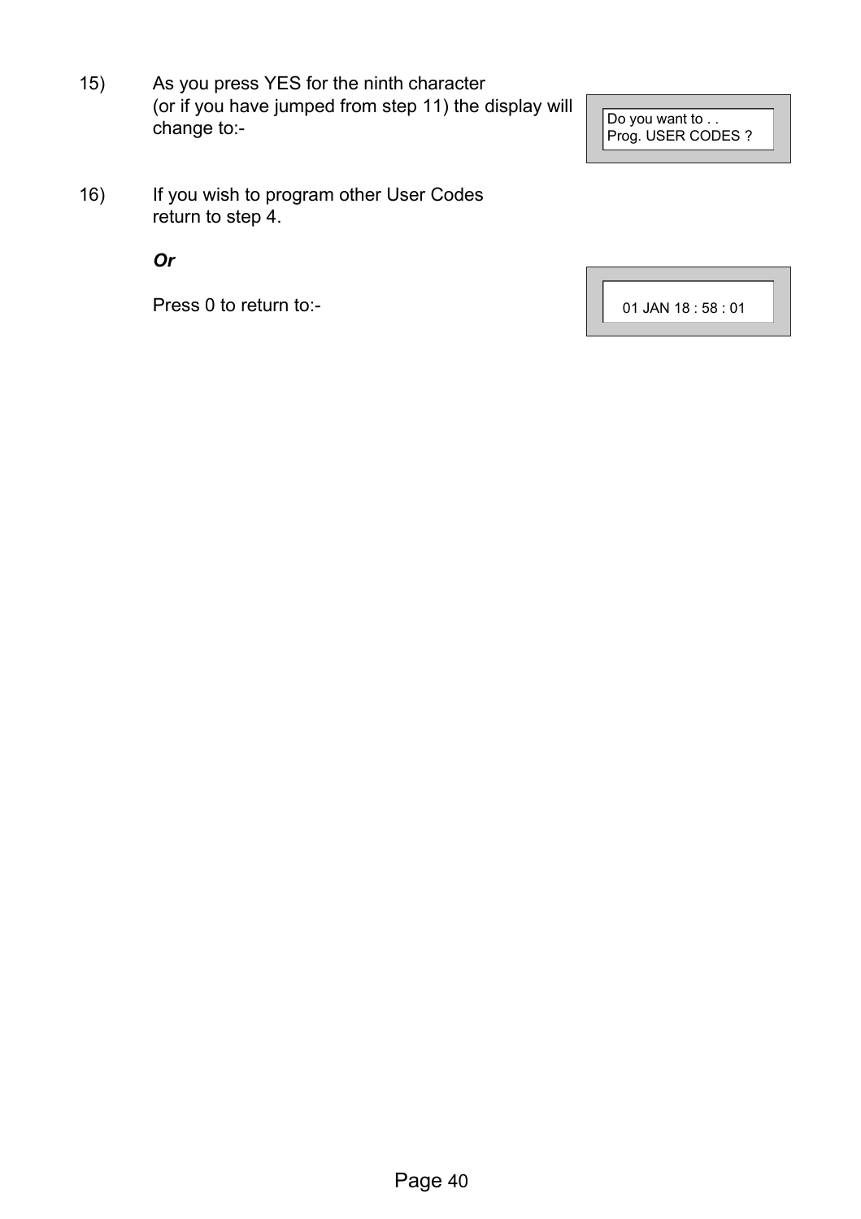15) As you press YES for the ninth character (or if you have jumped from step 11) the display will change to:-

```
Do you want to . .
Prog. USER CODES ?
```

16) If you wish to program other User Codes return to step 4.

*Or*

Press 0 to return to:-

```
01 JAN 18 : 58 : 01
```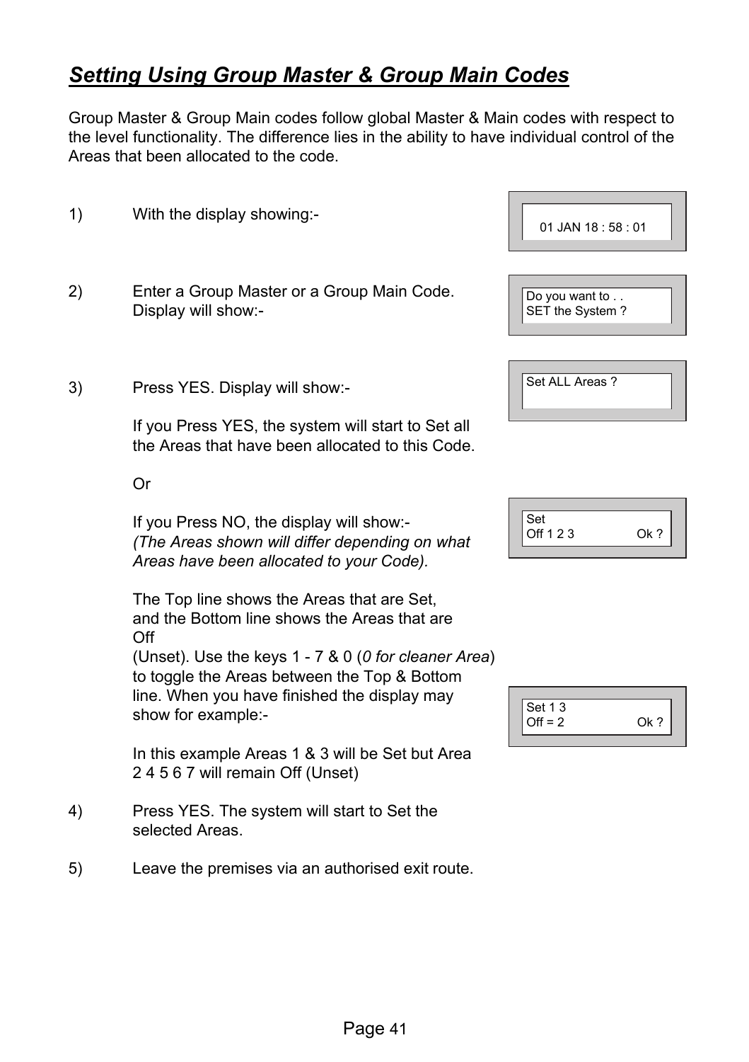## ***Setting Using Group Master & Group Main Codes***

Group Master & Group Main codes follow global Master & Main codes with respect to the level functionality. The difference lies in the ability to have individual control of the Areas that been allocated to the code.

1) With the display showing:-

```
01 JAN 18 : 58 : 01
```

2) Enter a Group Master or a Group Main Code. Display will show:-

```
Do you want to . .
SET the System ?
```

3) Press YES. Display will show:-

```
Set ALL Areas ?
```

If you Press YES, the system will start to Set all the Areas that have been allocated to this Code.

Or

If you Press NO, the display will show:-
*(The Areas shown will differ depending on what Areas have been allocated to your Code).*

```
Set
Off 1 2 3          Ok ?
```

The Top line shows the Areas that are Set, and the Bottom line shows the Areas that are Off (Unset). Use the keys 1 - 7 & 0 (*0 for cleaner Area*) to toggle the Areas between the Top & Bottom line. When you have finished the display may show for example:-

```
Set 1 3
Off = 2            Ok ?
```

In this example Areas 1 & 3 will be Set but Area 2 4 5 6 7 will remain Off (Unset)

4) Press YES. The system will start to Set the selected Areas.

5) Leave the premises via an authorised exit route.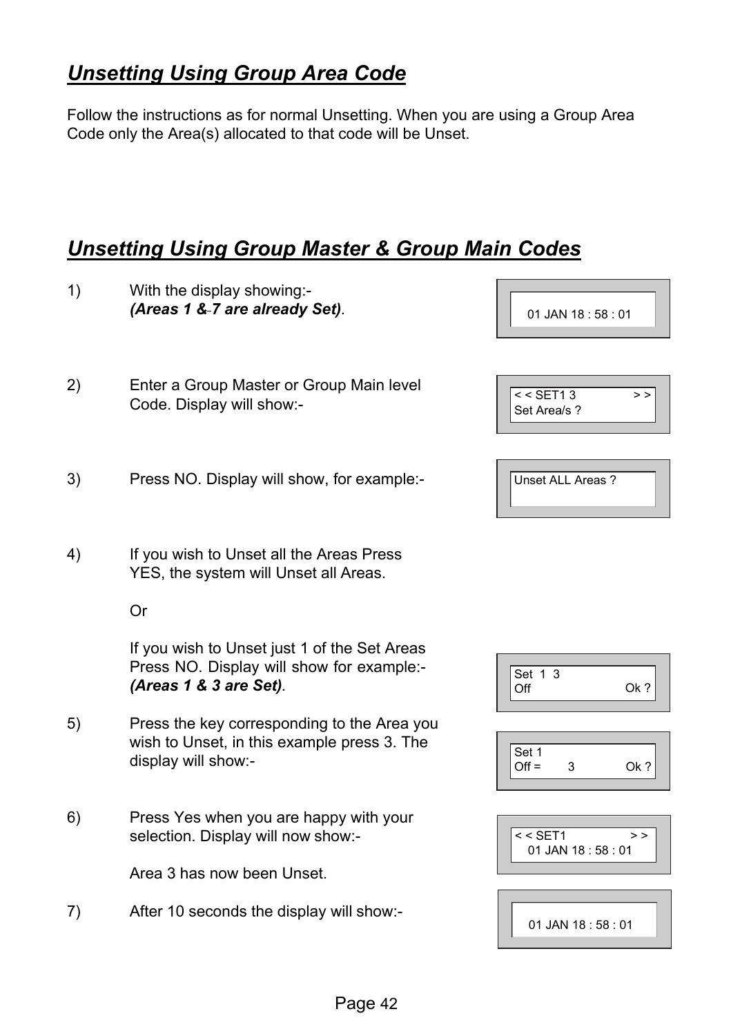## ***Unsetting Using Group Area Code***

Follow the instructions as for normal Unsetting. When you are using a Group Area Code only the Area(s) allocated to that code will be Unset.

## ***Unsetting Using Group Master & Group Main Codes***

1) With the display showing:-
   ***(Areas 1 & 7 are already Set)***.

   ```
   01 JAN 18 : 58 : 01
   ```

2) Enter a Group Master or Group Main level Code. Display will show:-

   ```
   < < SET1 3          > >
   Set Area/s ?
   ```

3) Press NO. Display will show, for example:-

   ```
   Unset ALL Areas ?
   ```

4) If you wish to Unset all the Areas Press YES, the system will Unset all Areas.

   Or

   If you wish to Unset just 1 of the Set Areas Press NO. Display will show for example:-
   ***(Areas 1 & 3 are Set)***.

   ```
   Set  1  3
   Off                 Ok ?
   ```

5) Press the key corresponding to the Area you wish to Unset, in this example press 3. The display will show:-

   ```
   Set 1
   Off =      3        Ok ?
   ```

6) Press Yes when you are happy with your selection. Display will now show:-

   ```
   < < SET1            > >
      01 JAN 18 : 58 : 01
   ```

   Area 3 has now been Unset.

7) After 10 seconds the display will show:-

   ```
   01 JAN 18 : 58 : 01
   ```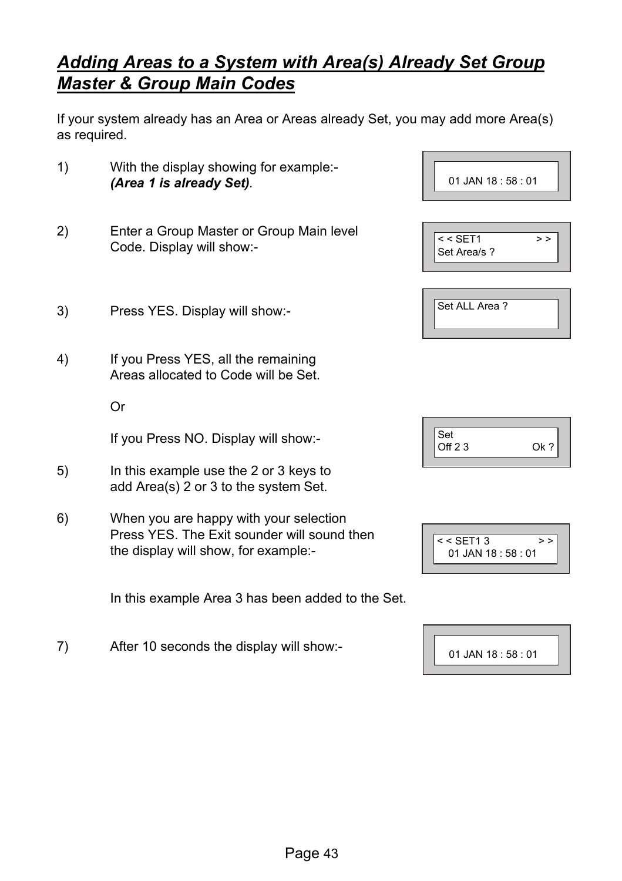## *Adding Areas to a System with Area(s) Already Set Group Master & Group Main Codes*

If your system already has an Area or Areas already Set, you may add more Area(s) as required.

1) With the display showing for example:-
***(Area 1 is already Set)***.

```
01 JAN 18 : 58 : 01
```

2) Enter a Group Master or Group Main level Code. Display will show:-

```
< < SET1            > >
Set Area/s ?
```

3) Press YES. Display will show:-

```
Set ALL Area ?
```

4) If you Press YES, all the remaining Areas allocated to Code will be Set.

Or

If you Press NO. Display will show:-

```
Set
Off 2 3             Ok ?
```

5) In this example use the 2 or 3 keys to add Area(s) 2 or 3 to the system Set.

6) When you are happy with your selection Press YES. The Exit sounder will sound then the display will show, for example:-

```
< < SET1 3          > >
   01 JAN 18 : 58 : 01
```

In this example Area 3 has been added to the Set.

7) After 10 seconds the display will show:-

```
01 JAN 18 : 58 : 01
```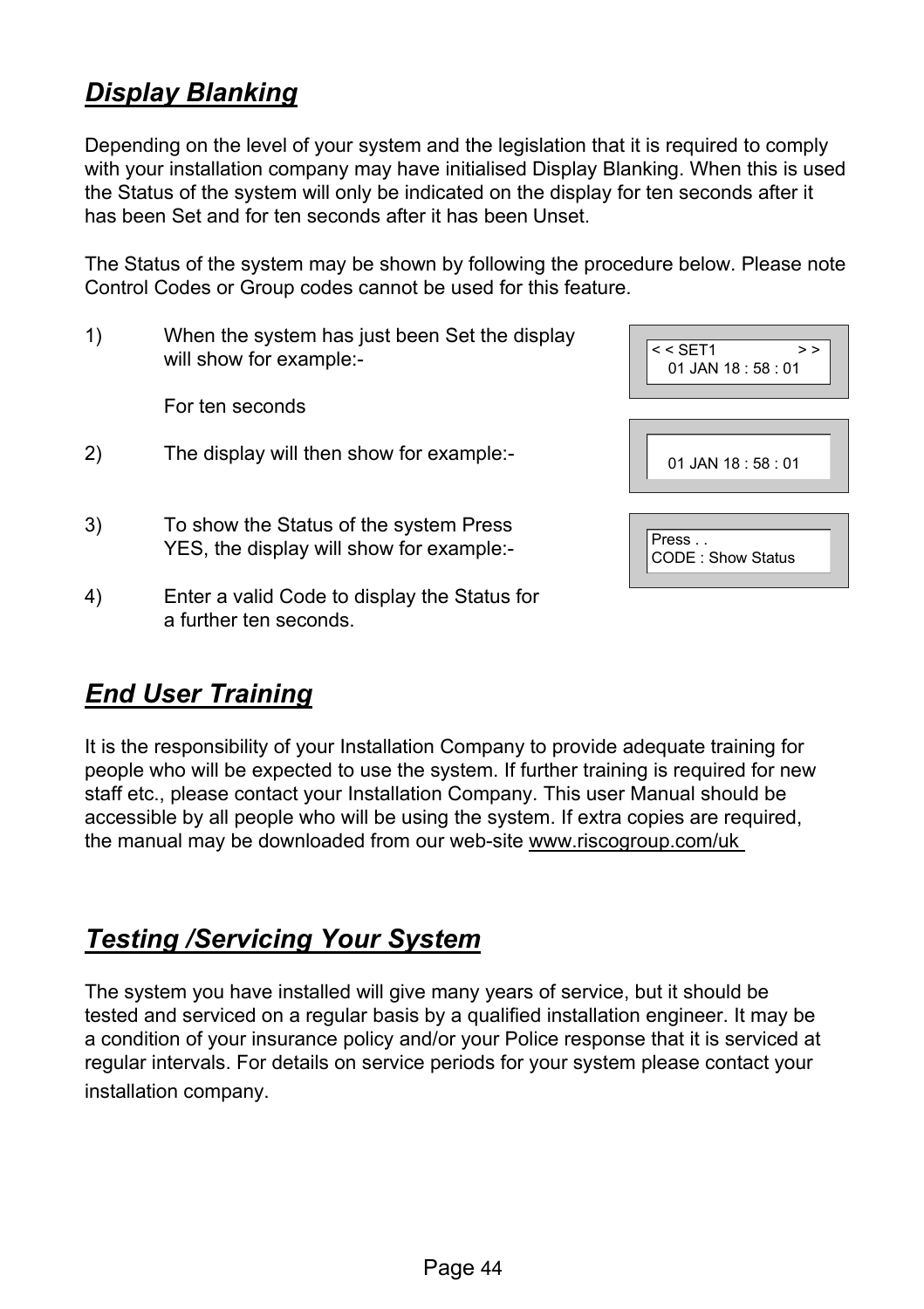## *Display Blanking*

Depending on the level of your system and the legislation that it is required to comply with your installation company may have initialised Display Blanking. When this is used the Status of the system will only be indicated on the display for ten seconds after it has been Set and for ten seconds after it has been Unset.

The Status of the system may be shown by following the procedure below. Please note Control Codes or Group codes cannot be used for this feature.

1) When the system has just been Set the display will show for example:-

   For ten seconds

```
< < SET1            > >
   01 JAN 18 : 58 : 01
```

2) The display will then show for example:-

```
   01 JAN 18 : 58 : 01
```

3) To show the Status of the system Press YES, the display will show for example:-

```
Press . .
CODE : Show Status
```

4) Enter a valid Code to display the Status for a further ten seconds.

## *End User Training*

It is the responsibility of your Installation Company to provide adequate training for people who will be expected to use the system. If further training is required for new staff etc., please contact your Installation Company. This user Manual should be accessible by all people who will be using the system. If extra copies are required, the manual may be downloaded from our web-site www.riscogroup.com/uk

## *Testing /Servicing Your System*

The system you have installed will give many years of service, but it should be tested and serviced on a regular basis by a qualified installation engineer. It may be a condition of your insurance policy and/or your Police response that it is serviced at regular intervals. For details on service periods for your system please contact your installation company.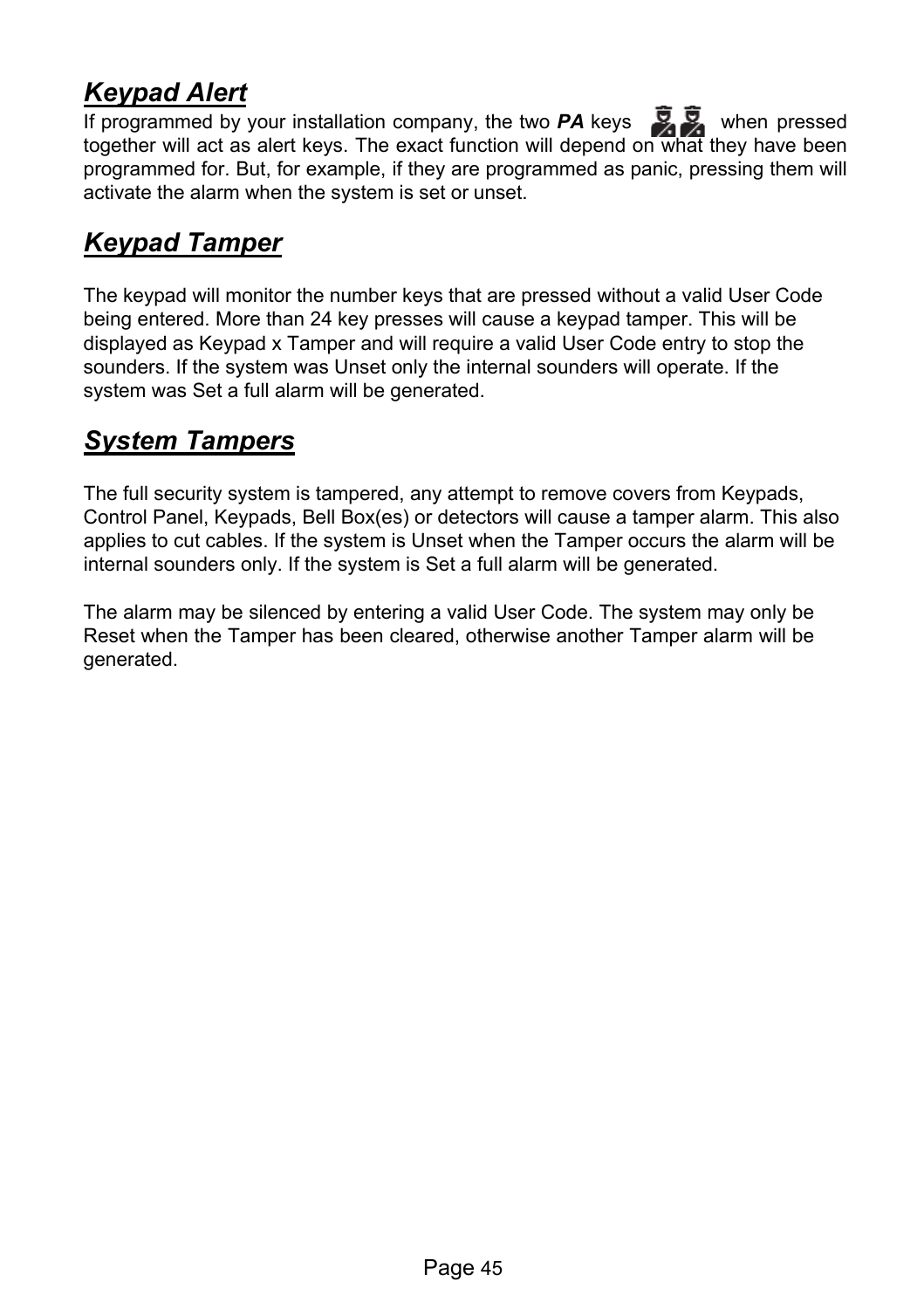## ***Keypad Alert***

If programmed by your installation company, the two ***PA*** keys when pressed together will act as alert keys. The exact function will depend on what they have been programmed for. But, for example, if they are programmed as panic, pressing them will activate the alarm when the system is set or unset.

## ***Keypad Tamper***

The keypad will monitor the number keys that are pressed without a valid User Code being entered. More than 24 key presses will cause a keypad tamper. This will be displayed as Keypad x Tamper and will require a valid User Code entry to stop the sounders. If the system was Unset only the internal sounders will operate. If the system was Set a full alarm will be generated.

## ***System Tampers***

The full security system is tampered, any attempt to remove covers from Keypads, Control Panel, Keypads, Bell Box(es) or detectors will cause a tamper alarm. This also applies to cut cables. If the system is Unset when the Tamper occurs the alarm will be internal sounders only. If the system is Set a full alarm will be generated.

The alarm may be silenced by entering a valid User Code. The system may only be Reset when the Tamper has been cleared, otherwise another Tamper alarm will be generated.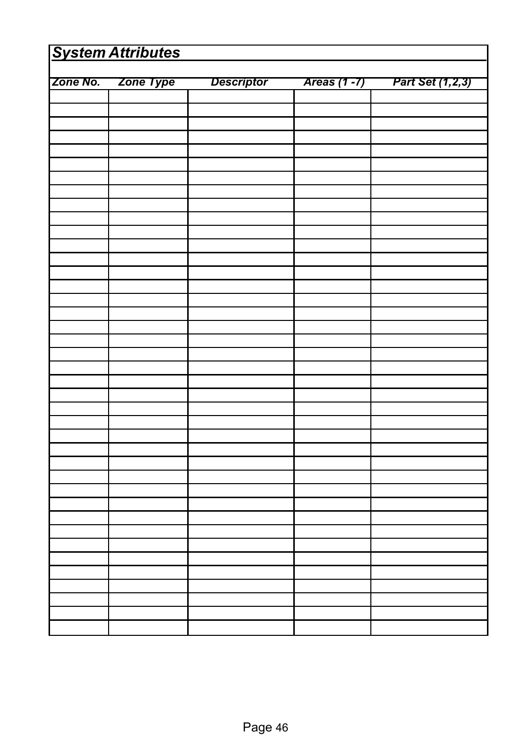## *System Attributes*

| *Zone No.* | *Zone Type* | *Descriptor* | *Areas (1 -7)* | *Part Set (1,2,3)* |
|---|---|---|---|---|
| | | | | |
| | | | | |
| | | | | |
| | | | | |
| | | | | |
| | | | | |
| | | | | |
| | | | | |
| | | | | |
| | | | | |
| | | | | |
| | | | | |
| | | | | |
| | | | | |
| | | | | |
| | | | | |
| | | | | |
| | | | | |
| | | | | |
| | | | | |
| | | | | |
| | | | | |
| | | | | |
| | | | | |
| | | | | |
| | | | | |
| | | | | |
| | | | | |
| | | | | |
| | | | | |
| | | | | |
| | | | | |
| | | | | |
| | | | | |
| | | | | |
| | | | | |
| | | | | |
| | | | | |
| | | | | |
| | | | | |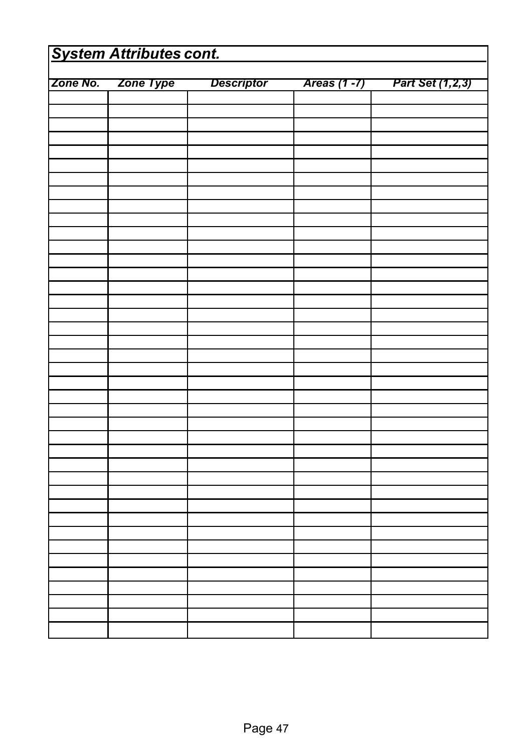## *System Attributes cont.*

| *Zone No.* | *Zone Type* | *Descriptor* | *Areas (1 -7)* | *Part Set (1,2,3)* |
|---|---|---|---|---|
| | | | | |
| | | | | |
| | | | | |
| | | | | |
| | | | | |
| | | | | |
| | | | | |
| | | | | |
| | | | | |
| | | | | |
| | | | | |
| | | | | |
| | | | | |
| | | | | |
| | | | | |
| | | | | |
| | | | | |
| | | | | |
| | | | | |
| | | | | |
| | | | | |
| | | | | |
| | | | | |
| | | | | |
| | | | | |
| | | | | |
| | | | | |
| | | | | |
| | | | | |
| | | | | |
| | | | | |
| | | | | |
| | | | | |
| | | | | |
| | | | | |
| | | | | |
| | | | | |
| | | | | |
| | | | | |
| | | | | |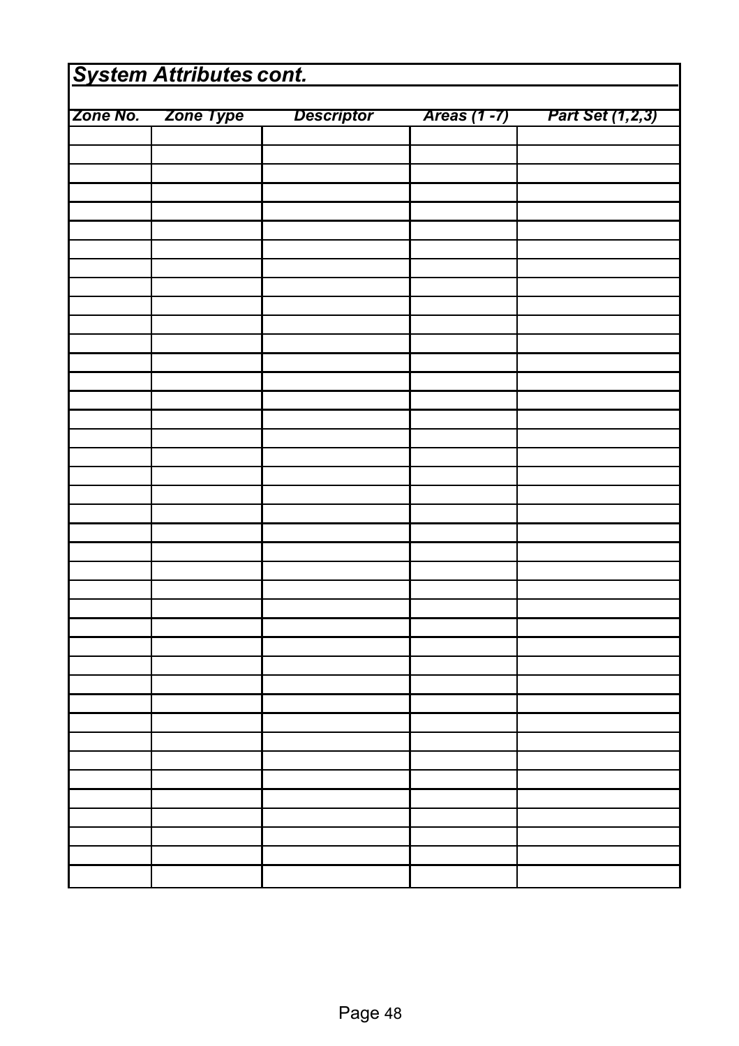## *System Attributes cont.*

| *Zone No.* | *Zone Type* | *Descriptor* | *Areas (1 -7)* | *Part Set (1,2,3)* |
|---|---|---|---|---|
| | | | | |
| | | | | |
| | | | | |
| | | | | |
| | | | | |
| | | | | |
| | | | | |
| | | | | |
| | | | | |
| | | | | |
| | | | | |
| | | | | |
| | | | | |
| | | | | |
| | | | | |
| | | | | |
| | | | | |
| | | | | |
| | | | | |
| | | | | |
| | | | | |
| | | | | |
| | | | | |
| | | | | |
| | | | | |
| | | | | |
| | | | | |
| | | | | |
| | | | | |
| | | | | |
| | | | | |
| | | | | |
| | | | | |
| | | | | |
| | | | | |
| | | | | |
| | | | | |
| | | | | |
| | | | | |
| | | | | |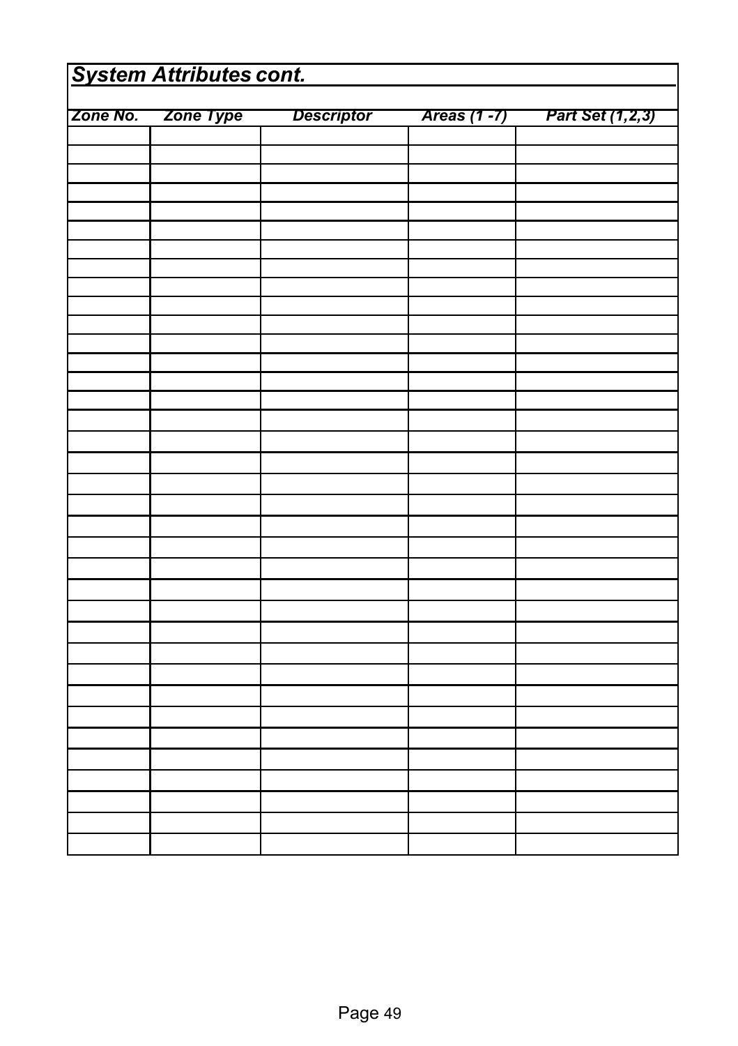## *System Attributes cont.*

| *Zone No.* | *Zone Type* | *Descriptor* | *Areas (1 -7)* | *Part Set (1,2,3)* |
|---|---|---|---|---|
| | | | | |
| | | | | |
| | | | | |
| | | | | |
| | | | | |
| | | | | |
| | | | | |
| | | | | |
| | | | | |
| | | | | |
| | | | | |
| | | | | |
| | | | | |
| | | | | |
| | | | | |
| | | | | |
| | | | | |
| | | | | |
| | | | | |
| | | | | |
| | | | | |
| | | | | |
| | | | | |
| | | | | |
| | | | | |
| | | | | |
| | | | | |
| | | | | |
| | | | | |
| | | | | |
| | | | | |
| | | | | |
| | | | | |
| | | | | |
| | | | | |
| | | | | |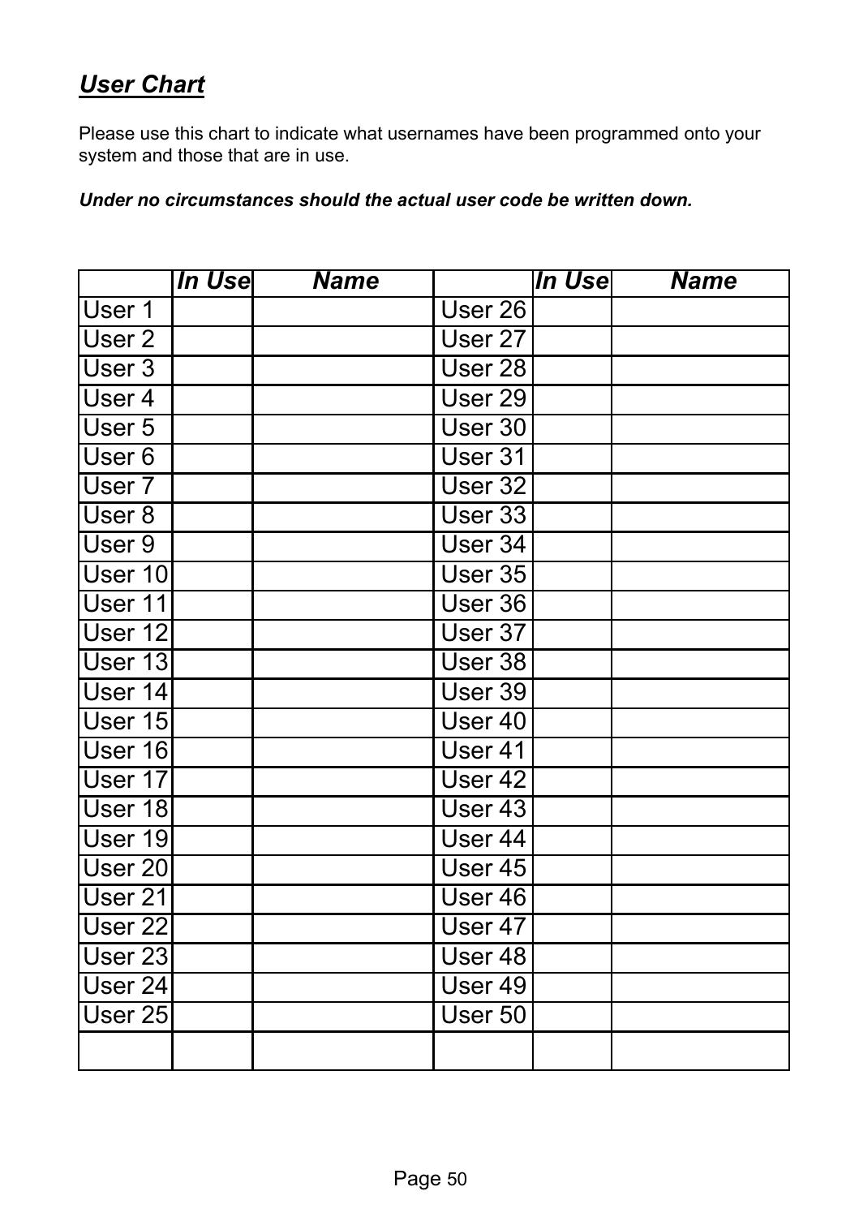## ***User Chart***

Please use this chart to indicate what usernames have been programmed onto your system and those that are in use.

***Under no circumstances should the actual user code be written down.***

| | *In Use* | *Name* | | *In Use* | *Name* |
|---|---|---|---|---|---|
| User 1 | | | User 26 | | |
| User 2 | | | User 27 | | |
| User 3 | | | User 28 | | |
| User 4 | | | User 29 | | |
| User 5 | | | User 30 | | |
| User 6 | | | User 31 | | |
| User 7 | | | User 32 | | |
| User 8 | | | User 33 | | |
| User 9 | | | User 34 | | |
| User 10 | | | User 35 | | |
| User 11 | | | User 36 | | |
| User 12 | | | User 37 | | |
| User 13 | | | User 38 | | |
| User 14 | | | User 39 | | |
| User 15 | | | User 40 | | |
| User 16 | | | User 41 | | |
| User 17 | | | User 42 | | |
| User 18 | | | User 43 | | |
| User 19 | | | User 44 | | |
| User 20 | | | User 45 | | |
| User 21 | | | User 46 | | |
| User 22 | | | User 47 | | |
| User 23 | | | User 48 | | |
| User 24 | | | User 49 | | |
| User 25 | | | User 50 | | |
| | | | | | |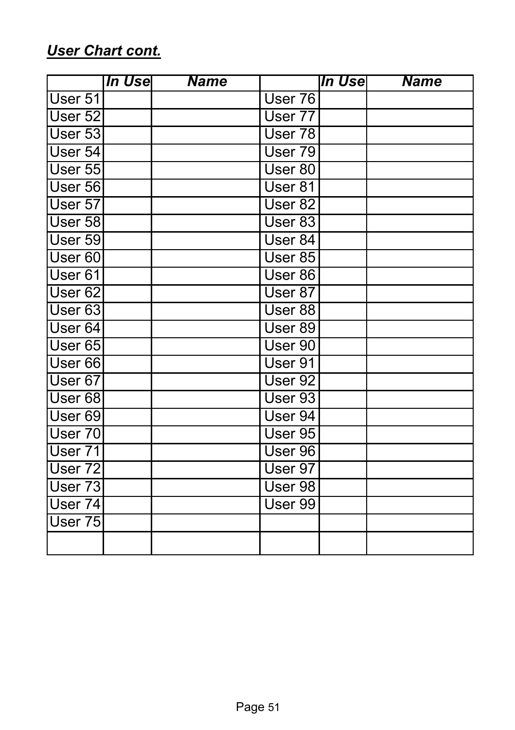***User Chart cont.***

| | ***In Use*** | ***Name*** | | ***In Use*** | ***Name*** |
|---|---|---|---|---|---|
| User 51 | | | User 76 | | |
| User 52 | | | User 77 | | |
| User 53 | | | User 78 | | |
| User 54 | | | User 79 | | |
| User 55 | | | User 80 | | |
| User 56 | | | User 81 | | |
| User 57 | | | User 82 | | |
| User 58 | | | User 83 | | |
| User 59 | | | User 84 | | |
| User 60 | | | User 85 | | |
| User 61 | | | User 86 | | |
| User 62 | | | User 87 | | |
| User 63 | | | User 88 | | |
| User 64 | | | User 89 | | |
| User 65 | | | User 90 | | |
| User 66 | | | User 91 | | |
| User 67 | | | User 92 | | |
| User 68 | | | User 93 | | |
| User 69 | | | User 94 | | |
| User 70 | | | User 95 | | |
| User 71 | | | User 96 | | |
| User 72 | | | User 97 | | |
| User 73 | | | User 98 | | |
| User 74 | | | User 99 | | |
| User 75 | | | | | |
| | | | | | |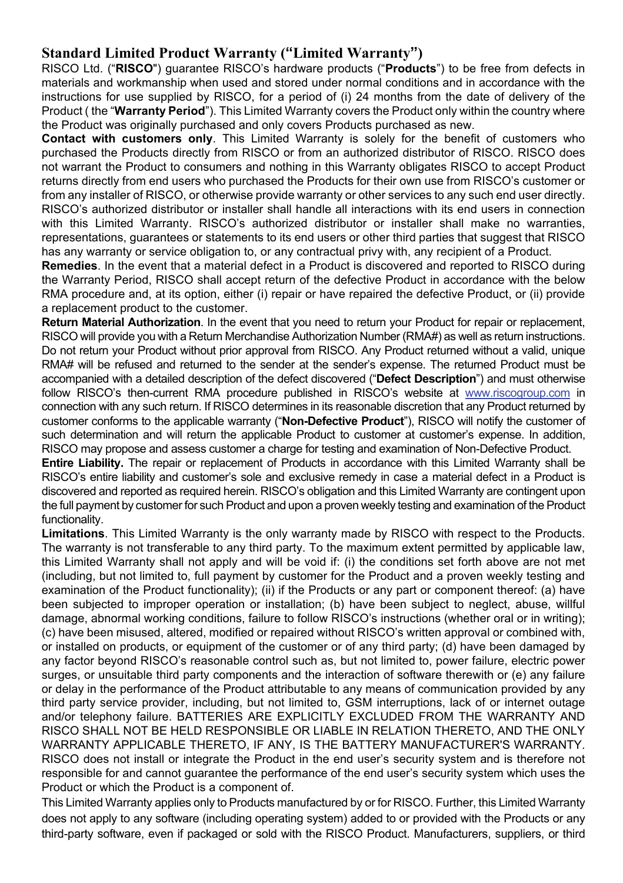## Standard Limited Product Warranty ("Limited Warranty")

RISCO Ltd. ("**RISCO**") guarantee RISCO's hardware products ("**Products**") to be free from defects in materials and workmanship when used and stored under normal conditions and in accordance with the instructions for use supplied by RISCO, for a period of (i) 24 months from the date of delivery of the Product ( the "**Warranty Period**"). This Limited Warranty covers the Product only within the country where the Product was originally purchased and only covers Products purchased as new.

**Contact with customers only**. This Limited Warranty is solely for the benefit of customers who purchased the Products directly from RISCO or from an authorized distributor of RISCO. RISCO does not warrant the Product to consumers and nothing in this Warranty obligates RISCO to accept Product returns directly from end users who purchased the Products for their own use from RISCO's customer or from any installer of RISCO, or otherwise provide warranty or other services to any such end user directly. RISCO's authorized distributor or installer shall handle all interactions with its end users in connection with this Limited Warranty. RISCO's authorized distributor or installer shall make no warranties, representations, guarantees or statements to its end users or other third parties that suggest that RISCO has any warranty or service obligation to, or any contractual privy with, any recipient of a Product.

**Remedies**. In the event that a material defect in a Product is discovered and reported to RISCO during the Warranty Period, RISCO shall accept return of the defective Product in accordance with the below RMA procedure and, at its option, either (i) repair or have repaired the defective Product, or (ii) provide a replacement product to the customer.

**Return Material Authorization**. In the event that you need to return your Product for repair or replacement, RISCO will provide you with a Return Merchandise Authorization Number (RMA#) as well as return instructions. Do not return your Product without prior approval from RISCO. Any Product returned without a valid, unique RMA# will be refused and returned to the sender at the sender's expense. The returned Product must be accompanied with a detailed description of the defect discovered ("**Defect Description**") and must otherwise follow RISCO's then-current RMA procedure published in RISCO's website at www.riscogroup.com in connection with any such return. If RISCO determines in its reasonable discretion that any Product returned by customer conforms to the applicable warranty ("**Non-Defective Product**"), RISCO will notify the customer of such determination and will return the applicable Product to customer at customer's expense. In addition, RISCO may propose and assess customer a charge for testing and examination of Non-Defective Product.

**Entire Liability.** The repair or replacement of Products in accordance with this Limited Warranty shall be RISCO's entire liability and customer's sole and exclusive remedy in case a material defect in a Product is discovered and reported as required herein. RISCO's obligation and this Limited Warranty are contingent upon the full payment by customer for such Product and upon a proven weekly testing and examination of the Product functionality.

**Limitations**. This Limited Warranty is the only warranty made by RISCO with respect to the Products. The warranty is not transferable to any third party. To the maximum extent permitted by applicable law, this Limited Warranty shall not apply and will be void if: (i) the conditions set forth above are not met (including, but not limited to, full payment by customer for the Product and a proven weekly testing and examination of the Product functionality); (ii) if the Products or any part or component thereof: (a) have been subjected to improper operation or installation; (b) have been subject to neglect, abuse, willful damage, abnormal working conditions, failure to follow RISCO's instructions (whether oral or in writing); (c) have been misused, altered, modified or repaired without RISCO's written approval or combined with, or installed on products, or equipment of the customer or of any third party; (d) have been damaged by any factor beyond RISCO's reasonable control such as, but not limited to, power failure, electric power surges, or unsuitable third party components and the interaction of software therewith or (e) any failure or delay in the performance of the Product attributable to any means of communication provided by any third party service provider, including, but not limited to, GSM interruptions, lack of or internet outage and/or telephony failure. BATTERIES ARE EXPLICITLY EXCLUDED FROM THE WARRANTY AND RISCO SHALL NOT BE HELD RESPONSIBLE OR LIABLE IN RELATION THERETO, AND THE ONLY WARRANTY APPLICABLE THERETO, IF ANY, IS THE BATTERY MANUFACTURER'S WARRANTY. RISCO does not install or integrate the Product in the end user's security system and is therefore not responsible for and cannot guarantee the performance of the end user's security system which uses the Product or which the Product is a component of.

This Limited Warranty applies only to Products manufactured by or for RISCO. Further, this Limited Warranty does not apply to any software (including operating system) added to or provided with the Products or any third-party software, even if packaged or sold with the RISCO Product. Manufacturers, suppliers, or third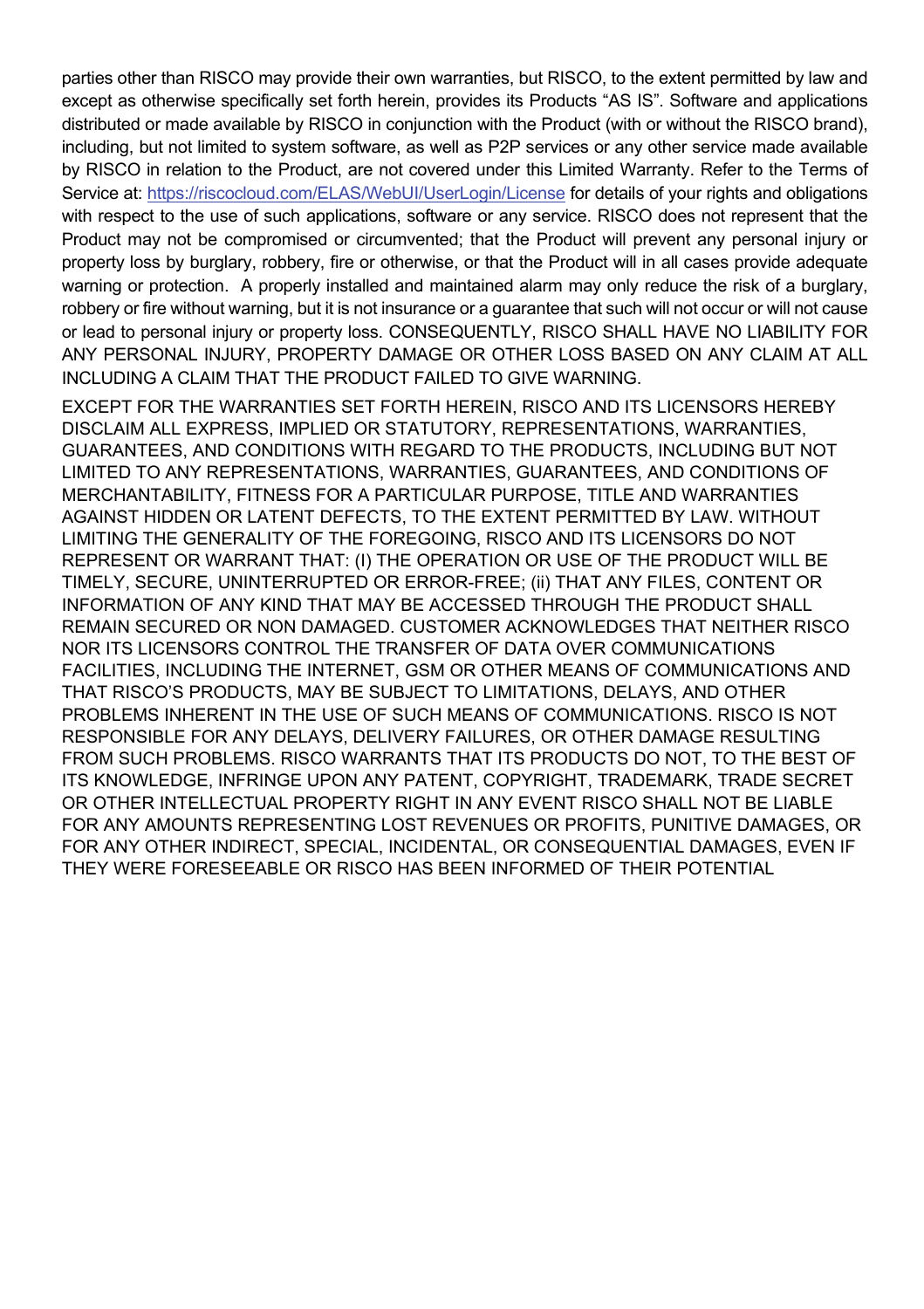parties other than RISCO may provide their own warranties, but RISCO, to the extent permitted by law and except as otherwise specifically set forth herein, provides its Products "AS IS". Software and applications distributed or made available by RISCO in conjunction with the Product (with or without the RISCO brand), including, but not limited to system software, as well as P2P services or any other service made available by RISCO in relation to the Product, are not covered under this Limited Warranty. Refer to the Terms of Service at: [https://riscocloud.com/ELAS/WebUI/UserLogin/License](https://riscocloud.com/ELAS/WebUI/UserLogin/License) for details of your rights and obligations with respect to the use of such applications, software or any service. RISCO does not represent that the Product may not be compromised or circumvented; that the Product will prevent any personal injury or property loss by burglary, robbery, fire or otherwise, or that the Product will in all cases provide adequate warning or protection. A properly installed and maintained alarm may only reduce the risk of a burglary, robbery or fire without warning, but it is not insurance or a guarantee that such will not occur or will not cause or lead to personal injury or property loss. CONSEQUENTLY, RISCO SHALL HAVE NO LIABILITY FOR ANY PERSONAL INJURY, PROPERTY DAMAGE OR OTHER LOSS BASED ON ANY CLAIM AT ALL INCLUDING A CLAIM THAT THE PRODUCT FAILED TO GIVE WARNING.

EXCEPT FOR THE WARRANTIES SET FORTH HEREIN, RISCO AND ITS LICENSORS HEREBY DISCLAIM ALL EXPRESS, IMPLIED OR STATUTORY, REPRESENTATIONS, WARRANTIES, GUARANTEES, AND CONDITIONS WITH REGARD TO THE PRODUCTS, INCLUDING BUT NOT LIMITED TO ANY REPRESENTATIONS, WARRANTIES, GUARANTEES, AND CONDITIONS OF MERCHANTABILITY, FITNESS FOR A PARTICULAR PURPOSE, TITLE AND WARRANTIES AGAINST HIDDEN OR LATENT DEFECTS, TO THE EXTENT PERMITTED BY LAW. WITHOUT LIMITING THE GENERALITY OF THE FOREGOING, RISCO AND ITS LICENSORS DO NOT REPRESENT OR WARRANT THAT: (I) THE OPERATION OR USE OF THE PRODUCT WILL BE TIMELY, SECURE, UNINTERRUPTED OR ERROR-FREE; (ii) THAT ANY FILES, CONTENT OR INFORMATION OF ANY KIND THAT MAY BE ACCESSED THROUGH THE PRODUCT SHALL REMAIN SECURED OR NON DAMAGED. CUSTOMER ACKNOWLEDGES THAT NEITHER RISCO NOR ITS LICENSORS CONTROL THE TRANSFER OF DATA OVER COMMUNICATIONS FACILITIES, INCLUDING THE INTERNET, GSM OR OTHER MEANS OF COMMUNICATIONS AND THAT RISCO'S PRODUCTS, MAY BE SUBJECT TO LIMITATIONS, DELAYS, AND OTHER PROBLEMS INHERENT IN THE USE OF SUCH MEANS OF COMMUNICATIONS. RISCO IS NOT RESPONSIBLE FOR ANY DELAYS, DELIVERY FAILURES, OR OTHER DAMAGE RESULTING FROM SUCH PROBLEMS. RISCO WARRANTS THAT ITS PRODUCTS DO NOT, TO THE BEST OF ITS KNOWLEDGE, INFRINGE UPON ANY PATENT, COPYRIGHT, TRADEMARK, TRADE SECRET OR OTHER INTELLECTUAL PROPERTY RIGHT IN ANY EVENT RISCO SHALL NOT BE LIABLE FOR ANY AMOUNTS REPRESENTING LOST REVENUES OR PROFITS, PUNITIVE DAMAGES, OR FOR ANY OTHER INDIRECT, SPECIAL, INCIDENTAL, OR CONSEQUENTIAL DAMAGES, EVEN IF THEY WERE FORESEEABLE OR RISCO HAS BEEN INFORMED OF THEIR POTENTIAL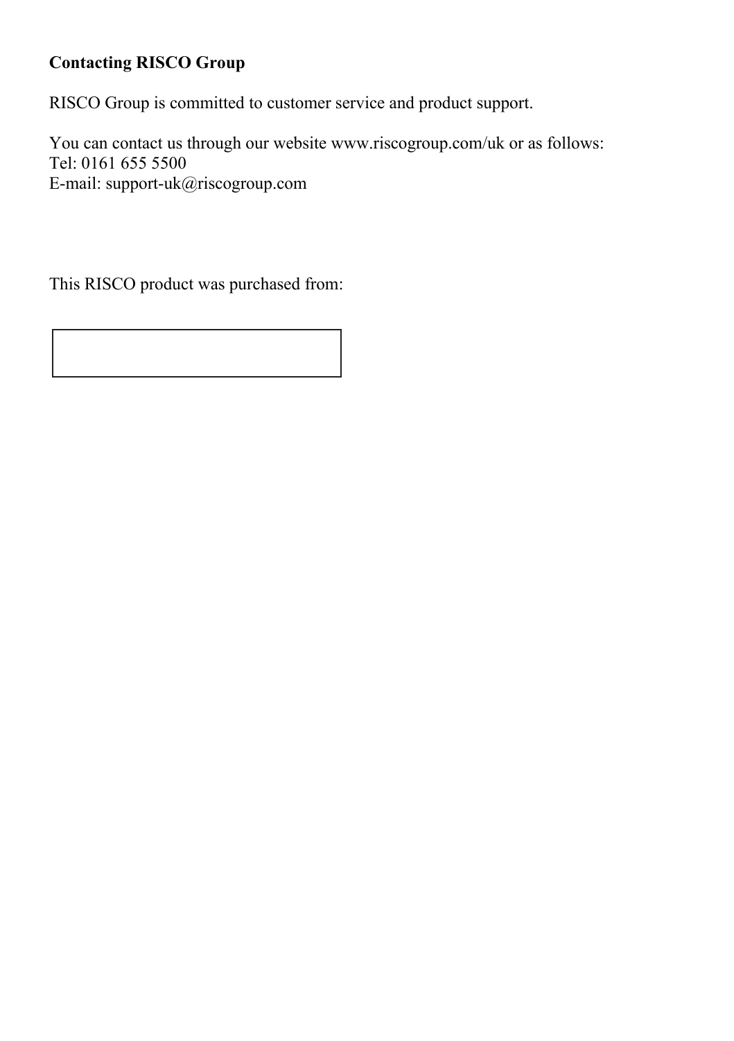**Contacting RISCO Group**

RISCO Group is committed to customer service and product support.

You can contact us through our website www.riscogroup.com/uk or as follows:
Tel: 0161 655 5500
E-mail: support-uk@riscogroup.com

This RISCO product was purchased from: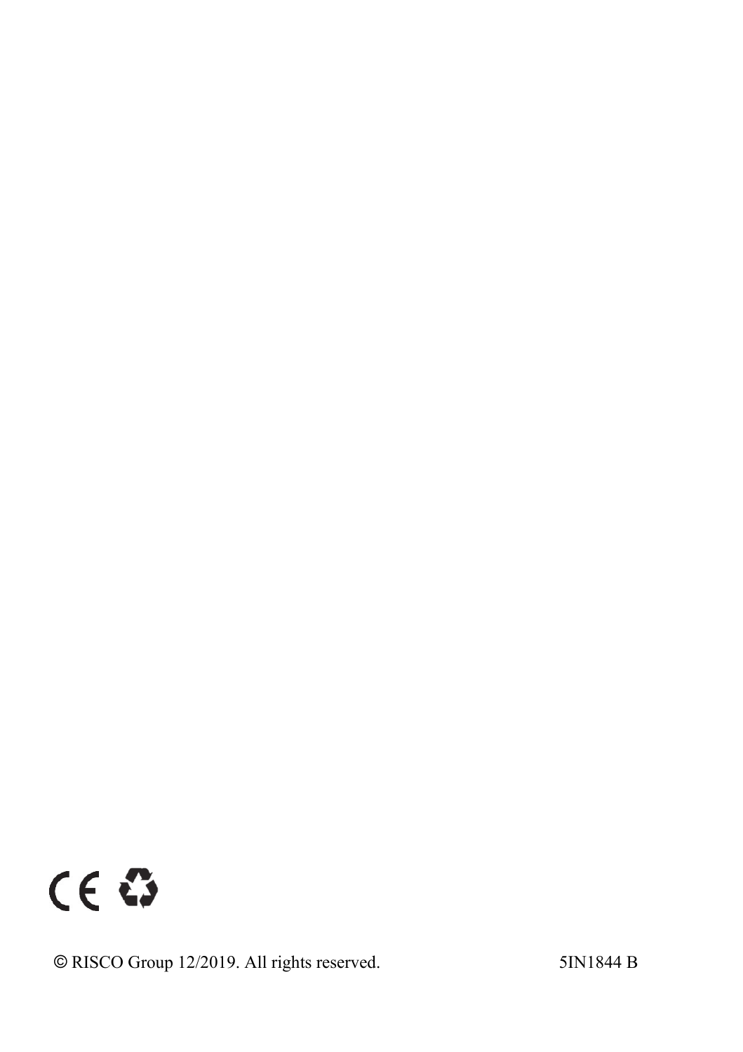© RISCO Group 12/2019. All rights reserved. 5IN1844 B